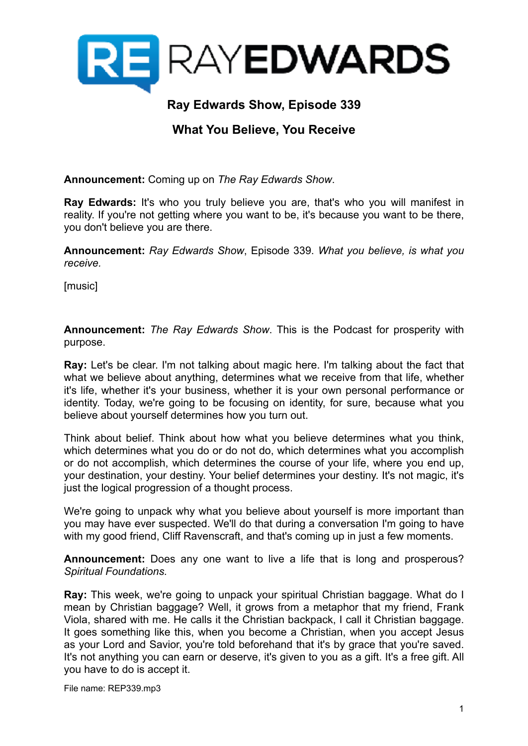# Ray Edwards Show, Episode 339

## What You Believe, You Receive

**Announcement:** Coming up on *The Ray Edwards Show*.

**Ray Edwards:** It's who you truly believe you are, that's who you will manifest in reality. If you're not getting where you want to be, it's because you want to be there, you don't believe you are there.

**Announcement:** *Ray Edwards Show*, Episode 339. *What you believe, is what you receive.*

[music]

**Announcement:** *The Ray Edwards Show*. This is the Podcast for prosperity with purpose.

**Ray:** Let's be clear. I'm not talking about magic here. I'm talking about the fact that what we believe about anything, determines what we receive from that life, whether it's life, whether it's your business, whether it is your own personal performance or identity. Today, we're going to be focusing on identity, for sure, because what you believe about yourself determines how you turn out.

Think about belief. Think about how what you believe determines what you think, which determines what you do or do not do, which determines what you accomplish or do not accomplish, which determines the course of your life, where you end up, your destination, your destiny. Your belief determines your destiny. It's not magic, it's just the logical progression of a thought process.

We're going to unpack why what you believe about yourself is more important than you may have ever suspected. We'll do that during a conversation I'm going to have with my good friend, Cliff Ravenscraft, and that's coming up in just a few moments.

**Announcement:** Does any one want to live a life that is long and prosperous? *Spiritual Foundations.*

**Ray:** This week, we're going to unpack your spiritual Christian baggage. What do I mean by Christian baggage? Well, it grows from a metaphor that my friend, Frank Viola, shared with me. He calls it the Christian backpack, I call it Christian baggage. It goes something like this, when you become a Christian, when you accept Jesus as your Lord and Savior, you're told beforehand that it's by grace that you're saved. It's not anything you can earn or deserve, it's given to you as a gift. It's a free gift. All you have to do is accept it.

File name: REP339.mp3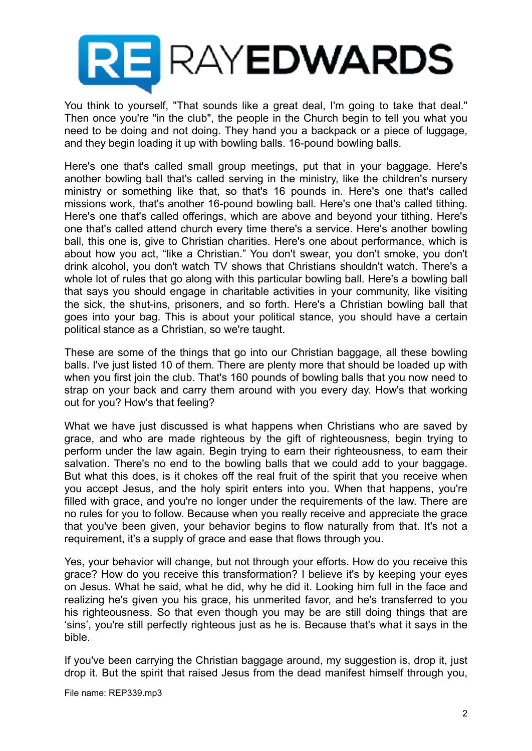You think to yourself, "That sounds like a great deal, I'm going to take that deal." Then once you're "in the club", the people in the Church begin to tell you what you need to be doing and not doing. They hand you a backpack or a piece of luggage, and they begin loading it up with bowling balls. 16-pound bowling balls.

Here's one that's called small group meetings, put that in your baggage. Here's another bowling ball that's called serving in the ministry, like the children's nursery ministry or something like that, so that's 16 pounds in. Here's one that's called missions work, that's another 16-pound bowling ball. Here's one that's called tithing. Here's one that's called offerings, which are above and beyond your tithing. Here's one that's called attend church every time there's a service. Here's another bowling ball, this one is, give to Christian charities. Here's one about performance, which is about how you act, "like a Christian." You don't swear, you don't smoke, you don't drink alcohol, you don't watch TV shows that Christians shouldn't watch. There's a whole lot of rules that go along with this particular bowling ball. Here's a bowling ball that says you should engage in charitable activities in your community, like visiting the sick, the shut-ins, prisoners, and so forth. Here's a Christian bowling ball that goes into your bag. This is about your political stance, you should have a certain political stance as a Christian, so we're taught.

These are some of the things that go into our Christian baggage, all these bowling balls. I've just listed 10 of them. There are plenty more that should be loaded up with when you first join the club. That's 160 pounds of bowling balls that you now need to strap on your back and carry them around with you every day. How's that working out for you? How's that feeling?

What we have just discussed is what happens when Christians who are saved by grace, and who are made righteous by the gift of righteousness, begin trying to perform under the law again. Begin trying to earn their righteousness, to earn their salvation. There's no end to the bowling balls that we could add to your baggage. But what this does, is it chokes off the real fruit of the spirit that you receive when you accept Jesus, and the holy spirit enters into you. When that happens, you're filled with grace, and you're no longer under the requirements of the law. There are no rules for you to follow. Because when you really receive and appreciate the grace that you've been given, your behavior begins to flow naturally from that. It's not a requirement, it's a supply of grace and ease that flows through you.

Yes, your behavior will change, but not through your efforts. How do you receive this grace? How do you receive this transformation? I believe it's by keeping your eyes on Jesus. What he said, what he did, why he did it. Looking him full in the face and realizing he's given you his grace, his unmerited favor, and he's transferred to you his righteousness. So that even though you may be are still doing things that are 'sins', you're still perfectly righteous just as he is. Because that's what it says in the bible.

If you've been carrying the Christian baggage around, my suggestion is, drop it, just drop it. But the spirit that raised Jesus from the dead manifest himself through you,

File name: REP339.mp3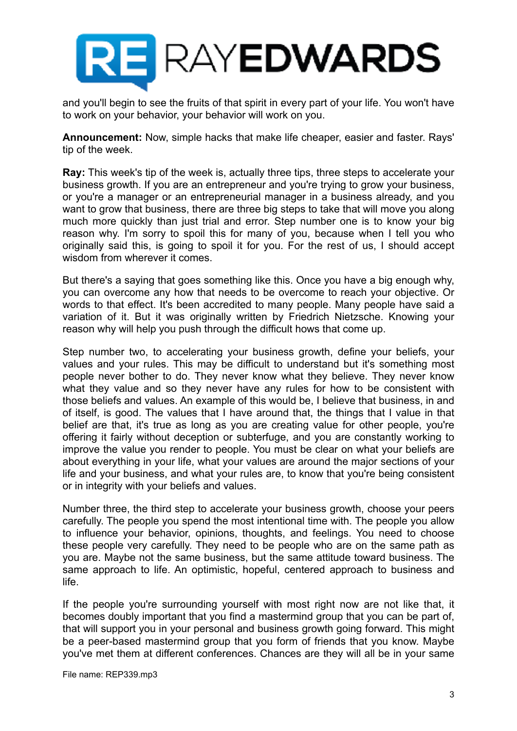and you'll begin to see the fruits of that spirit in every part of your life. You won't have to work on your behavior, your behavior will work on you.

**Announcement:** Now, simple hacks that make life cheaper, easier and faster. Rays' tip of the week.

**Ray:** This week's tip of the week is, actually three tips, three steps to accelerate your business growth. If you are an entrepreneur and you're trying to grow your business, or you're a manager or an entrepreneurial manager in a business already, and you want to grow that business, there are three big steps to take that will move you along much more quickly than just trial and error. Step number one is to know your big reason why. I'm sorry to spoil this for many of you, because when I tell you who originally said this, is going to spoil it for you. For the rest of us, I should accept wisdom from wherever it comes.

But there's a saying that goes something like this. Once you have a big enough why, you can overcome any how that needs to be overcome to reach your objective. Or words to that effect. It's been accredited to many people. Many people have said a variation of it. But it was originally written by Friedrich Nietzsche. Knowing your reason why will help you push through the difficult hows that come up.

Step number two, to accelerating your business growth, define your beliefs, your values and your rules. This may be difficult to understand but it's something most people never bother to do. They never know what they believe. They never know what they value and so they never have any rules for how to be consistent with those beliefs and values. An example of this would be, I believe that business, in and of itself, is good. The values that I have around that, the things that I value in that belief are that, it's true as long as you are creating value for other people, you're offering it fairly without deception or subterfuge, and you are constantly working to improve the value you render to people. You must be clear on what your beliefs are about everything in your life, what your values are around the major sections of your life and your business, and what your rules are, to know that you're being consistent or in integrity with your beliefs and values.

Number three, the third step to accelerate your business growth, choose your peers carefully. The people you spend the most intentional time with. The people you allow to influence your behavior, opinions, thoughts, and feelings. You need to choose these people very carefully. They need to be people who are on the same path as you are. Maybe not the same business, but the same attitude toward business. The same approach to life. An optimistic, hopeful, centered approach to business and life.

If the people you're surrounding yourself with most right now are not like that, it becomes doubly important that you find a mastermind group that you can be part of, that will support you in your personal and business growth going forward. This might be a peer-based mastermind group that you form of friends that you know. Maybe you've met them at different conferences. Chances are they will all be in your same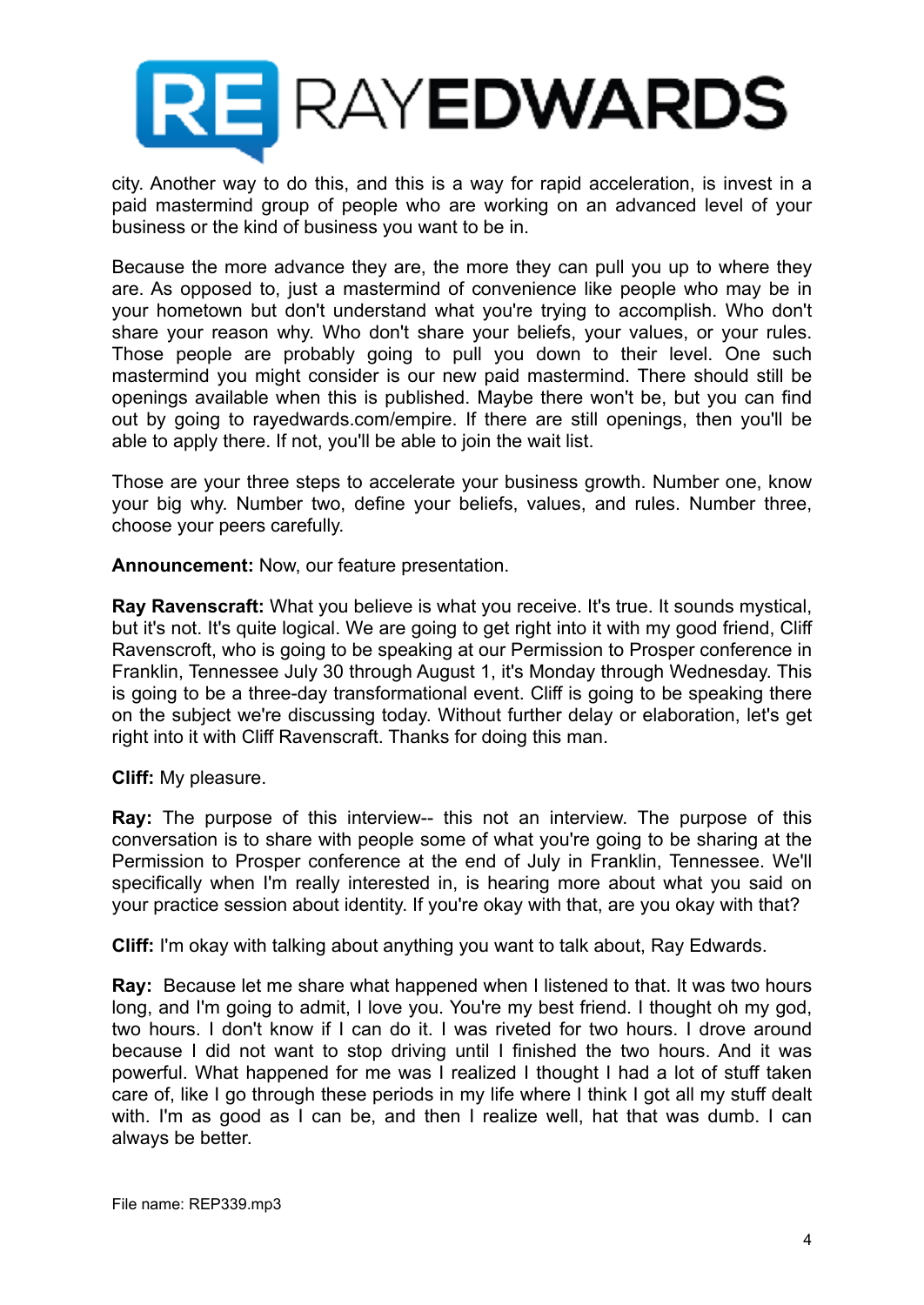city. Another way to do this, and this is a way for rapid acceleration, is invest in a paid mastermind group of people who are working on an advanced level of your business or the kind of business you want to be in.

Because the more advance they are, the more they can pull you up to where they are. As opposed to, just a mastermind of convenience like people who may be in your hometown but don't understand what you're trying to accomplish. Who don't share your reason why. Who don't share your beliefs, your values, or your rules. Those people are probably going to pull you down to their level. One such mastermind you might consider is our new paid mastermind. There should still be openings available when this is published. Maybe there won't be, but you can find out by going to rayedwards.com/empire. If there are still openings, then you'll be able to apply there. If not, you'll be able to join the wait list.

Those are your three steps to accelerate your business growth. Number one, know your big why. Number two, define your beliefs, values, and rules. Number three, choose your peers carefully.

**Announcement:** Now, our feature presentation.

**Ray Ravenscraft:** What you believe is what you receive. It's true. It sounds mystical, but it's not. It's quite logical. We are going to get right into it with my good friend, Cliff Ravenscroft, who is going to be speaking at our Permission to Prosper conference in Franklin, Tennessee July 30 through August 1, it's Monday through Wednesday. This is going to be a three-day transformational event. Cliff is going to be speaking there on the subject we're discussing today. Without further delay or elaboration, let's get right into it with Cliff Ravenscraft. Thanks for doing this man.

**Cliff:** My pleasure.

**Ray:** The purpose of this interview-- this not an interview. The purpose of this conversation is to share with people some of what you're going to be sharing at the Permission to Prosper conference at the end of July in Franklin, Tennessee. We'll specifically when I'm really interested in, is hearing more about what you said on your practice session about identity. If you're okay with that, are you okay with that?

**Cliff:** I'm okay with talking about anything you want to talk about, Ray Edwards.

**Ray:** Because let me share what happened when I listened to that. It was two hours long, and I'm going to admit, I love you. You're my best friend. I thought oh my god, two hours. I don't know if I can do it. I was riveted for two hours. I drove around because I did not want to stop driving until I finished the two hours. And it was powerful. What happened for me was I realized I thought I had a lot of stuff taken care of, like I go through these periods in my life where I think I got all my stuff dealt with. I'm as good as I can be, and then I realize well, hat that was dumb. I can always be better.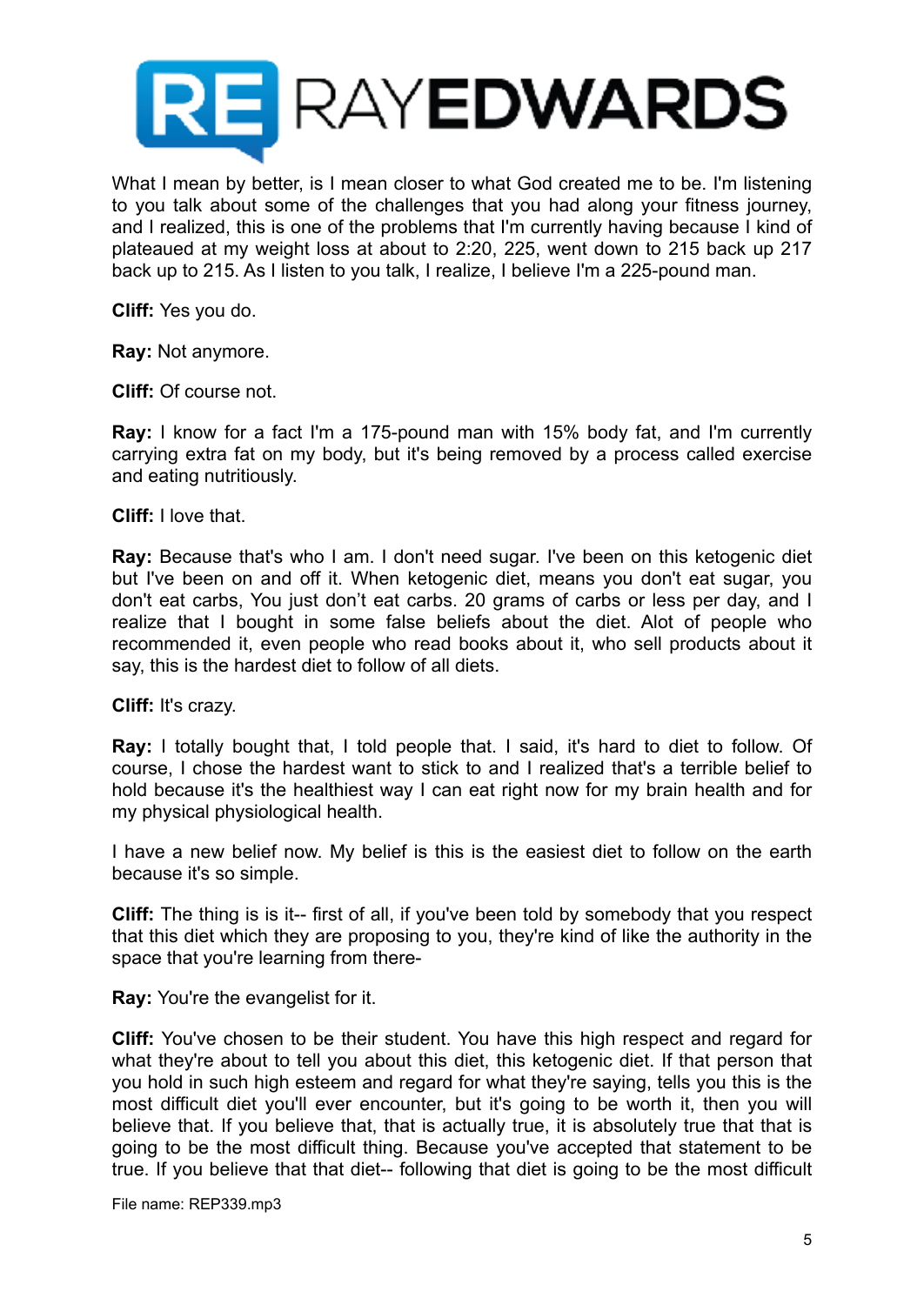What I mean by better, is I mean closer to what God created me to be. I'm listening to you talk about some of the challenges that you had along your fitness journey, and I realized, this is one of the problems that I'm currently having because I kind of plateaued at my weight loss at about to 2:20, 225, went down to 215 back up 217 back up to 215. As I listen to you talk, I realize, I believe I'm a 225-pound man.

**Cliff:** Yes you do.

**Ray:** Not anymore.

**Cliff:** Of course not.

**Ray:** I know for a fact I'm a 175-pound man with 15% body fat, and I'm currently carrying extra fat on my body, but it's being removed by a process called exercise and eating nutritiously.

**Cliff:** I love that.

**Ray:** Because that's who I am. I don't need sugar. I've been on this ketogenic diet but I've been on and off it. When ketogenic diet, means you don't eat sugar, you don't eat carbs, You just don't eat carbs. 20 grams of carbs or less per day, and I realize that I bought in some false beliefs about the diet. Alot of people who recommended it, even people who read books about it, who sell products about it say, this is the hardest diet to follow of all diets.

**Cliff:** It's crazy.

**Ray:** I totally bought that, I told people that. I said, it's hard to diet to follow. Of course, I chose the hardest want to stick to and I realized that's a terrible belief to hold because it's the healthiest way I can eat right now for my brain health and for my physical physiological health.

I have a new belief now. My belief is this is the easiest diet to follow on the earth because it's so simple.

**Cliff:** The thing is is it-- first of all, if you've been told by somebody that you respect that this diet which they are proposing to you, they're kind of like the authority in the space that you're learning from there-

**Ray:** You're the evangelist for it.

**Cliff:** You've chosen to be their student. You have this high respect and regard for what they're about to tell you about this diet, this ketogenic diet. If that person that you hold in such high esteem and regard for what they're saying, tells you this is the most difficult diet you'll ever encounter, but it's going to be worth it, then you will believe that. If you believe that, that is actually true, it is absolutely true that that is going to be the most difficult thing. Because you've accepted that statement to be true. If you believe that that diet-- following that diet is going to be the most difficult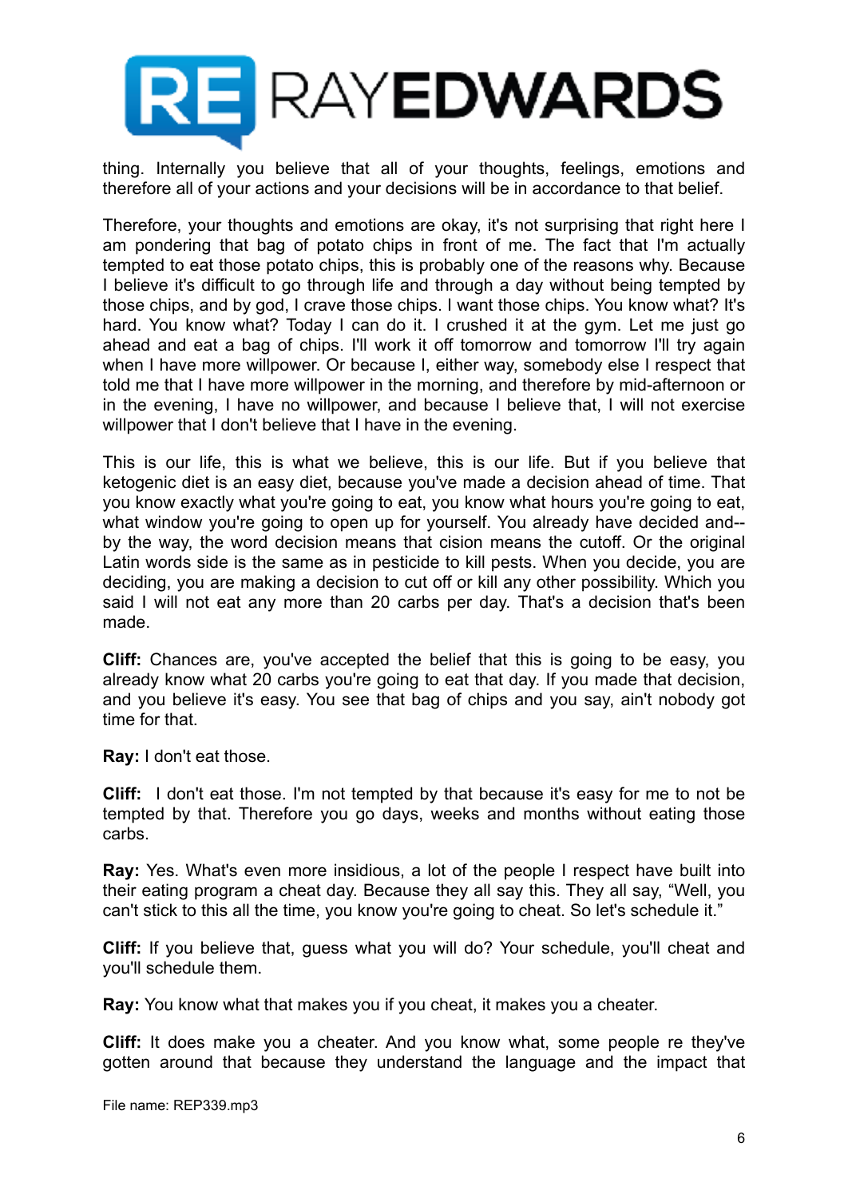thing. Internally you believe that all of your thoughts, feelings, emotions and therefore all of your actions and your decisions will be in accordance to that belief.

Therefore, your thoughts and emotions are okay, it's not surprising that right here I am pondering that bag of potato chips in front of me. The fact that I'm actually tempted to eat those potato chips, this is probably one of the reasons why. Because I believe it's difficult to go through life and through a day without being tempted by those chips, and by god, I crave those chips. I want those chips. You know what? It's hard. You know what? Today I can do it. I crushed it at the gym. Let me just go ahead and eat a bag of chips. I'll work it off tomorrow and tomorrow I'll try again when I have more willpower. Or because I, either way, somebody else I respect that told me that I have more willpower in the morning, and therefore by mid-afternoon or in the evening, I have no willpower, and because I believe that, I will not exercise willpower that I don't believe that I have in the evening.

This is our life, this is what we believe, this is our life. But if you believe that ketogenic diet is an easy diet, because you've made a decision ahead of time. That you know exactly what you're going to eat, you know what hours you're going to eat, what window you're going to open up for yourself. You already have decided and--by the way, the word decision means that cision means the cutoff. Or the original Latin words side is the same as in pesticide to kill pests. When you decide, you are deciding, you are making a decision to cut off or kill any other possibility. Which you said I will not eat any more than 20 carbs per day. That's a decision that's been made.

**Cliff:** Chances are, you've accepted the belief that this is going to be easy, you already know what 20 carbs you're going to eat that day. If you made that decision, and you believe it's easy. You see that bag of chips and you say, ain't nobody got time for that.

**Ray:** I don't eat those.

**Cliff:** I don't eat those. I'm not tempted by that because it's easy for me to not be tempted by that. Therefore you go days, weeks and months without eating those carbs.

**Ray:** Yes. What's even more insidious, a lot of the people I respect have built into their eating program a cheat day. Because they all say this. They all say, "Well, you can't stick to this all the time, you know you're going to cheat. So let's schedule it."

**Cliff:** If you believe that, guess what you will do? Your schedule, you'll cheat and you'll schedule them.

**Ray:** You know what that makes you if you cheat, it makes you a cheater.

**Cliff:** It does make you a cheater. And you know what, some people re they've gotten around that because they understand the language and the impact that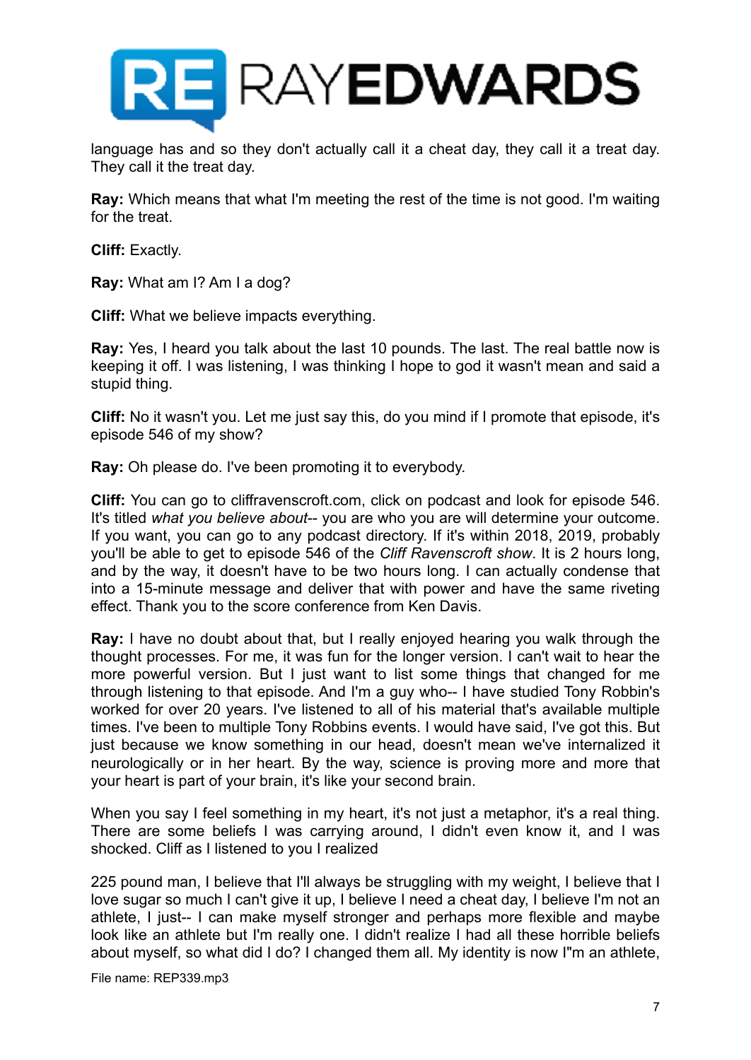language has and so they don't actually call it a cheat day, they call it a treat day. They call it the treat day.

**Ray:** Which means that what I'm meeting the rest of the time is not good. I'm waiting for the treat.

**Cliff:** Exactly.

**Ray:** What am I? Am I a dog?

**Cliff:** What we believe impacts everything.

**Ray:** Yes, I heard you talk about the last 10 pounds. The last. The real battle now is keeping it off. I was listening, I was thinking I hope to god it wasn't mean and said a stupid thing.

**Cliff:** No it wasn't you. Let me just say this, do you mind if I promote that episode, it's episode 546 of my show?

**Ray:** Oh please do. I've been promoting it to everybody.

**Cliff:** You can go to cliffravenscroft.com, click on podcast and look for episode 546. It's titled *what you believe about*-- you are who you are will determine your outcome. If you want, you can go to any podcast directory. If it's within 2018, 2019, probably you'll be able to get to episode 546 of the *Cliff Ravenscroft show*. It is 2 hours long, and by the way, it doesn't have to be two hours long. I can actually condense that into a 15-minute message and deliver that with power and have the same riveting effect. Thank you to the score conference from Ken Davis.

**Ray:** I have no doubt about that, but I really enjoyed hearing you walk through the thought processes. For me, it was fun for the longer version. I can't wait to hear the more powerful version. But I just want to list some things that changed for me through listening to that episode. And I'm a guy who-- I have studied Tony Robbin's worked for over 20 years. I've listened to all of his material that's available multiple times. I've been to multiple Tony Robbins events. I would have said, I've got this. But just because we know something in our head, doesn't mean we've internalized it neurologically or in her heart. By the way, science is proving more and more that your heart is part of your brain, it's like your second brain.

When you say I feel something in my heart, it's not just a metaphor, it's a real thing. There are some beliefs I was carrying around, I didn't even know it, and I was shocked. Cliff as I listened to you I realized

225 pound man, I believe that I'll always be struggling with my weight, I believe that I love sugar so much I can't give it up, I believe I need a cheat day, I believe I'm not an athlete, I just-- I can make myself stronger and perhaps more flexible and maybe look like an athlete but I'm really one. I didn't realize I had all these horrible beliefs about myself, so what did I do? I changed them all. My identity is now I"m an athlete,

File name: REP339.mp3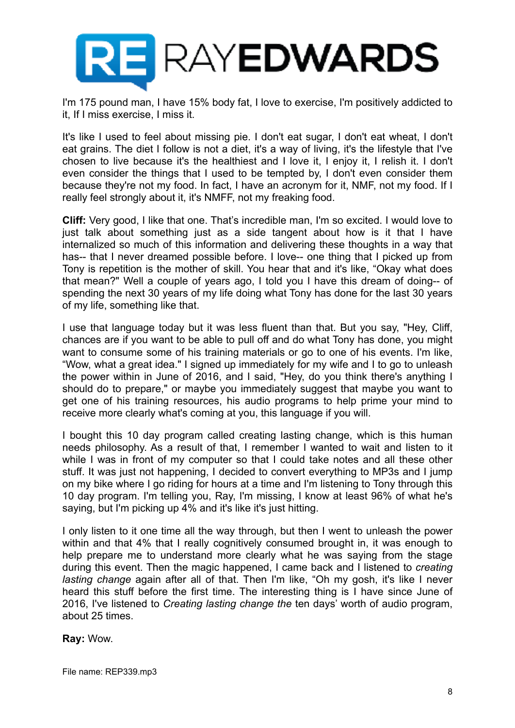I'm 175 pound man, I have 15% body fat, I love to exercise, I'm positively addicted to it, If I miss exercise, I miss it.

It's like I used to feel about missing pie. I don't eat sugar, I don't eat wheat, I don't eat grains. The diet I follow is not a diet, it's a way of living, it's the lifestyle that I've chosen to live because it's the healthiest and I love it, I enjoy it, I relish it. I don't even consider the things that I used to be tempted by, I don't even consider them because they're not my food. In fact, I have an acronym for it, NMF, not my food. If I really feel strongly about it, it's NMFF, not my freaking food.

**Cliff:** Very good, I like that one. That's incredible man, I'm so excited. I would love to just talk about something just as a side tangent about how is it that I have internalized so much of this information and delivering these thoughts in a way that has-- that I never dreamed possible before. I love-- one thing that I picked up from Tony is repetition is the mother of skill. You hear that and it's like, "Okay what does that mean?" Well a couple of years ago, I told you I have this dream of doing-- of spending the next 30 years of my life doing what Tony has done for the last 30 years of my life, something like that.

I use that language today but it was less fluent than that. But you say, "Hey, Cliff, chances are if you want to be able to pull off and do what Tony has done, you might want to consume some of his training materials or go to one of his events. I'm like, "Wow, what a great idea." I signed up immediately for my wife and I to go to unleash the power within in June of 2016, and I said, "Hey, do you think there's anything I should do to prepare," or maybe you immediately suggest that maybe you want to get one of his training resources, his audio programs to help prime your mind to receive more clearly what's coming at you, this language if you will.

I bought this 10 day program called creating lasting change, which is this human needs philosophy. As a result of that, I remember I wanted to wait and listen to it while I was in front of my computer so that I could take notes and all these other stuff. It was just not happening, I decided to convert everything to MP3s and I jump on my bike where I go riding for hours at a time and I'm listening to Tony through this 10 day program. I'm telling you, Ray, I'm missing, I know at least 96% of what he's saying, but I'm picking up 4% and it's like it's just hitting.

I only listen to it one time all the way through, but then I went to unleash the power within and that 4% that I really cognitively consumed brought in, it was enough to help prepare me to understand more clearly what he was saying from the stage during this event. Then the magic happened, I came back and I listened to *creating lasting change* again after all of that. Then I'm like, "Oh my gosh, it's like I never heard this stuff before the first time. The interesting thing is I have since June of 2016, I've listened to *Creating lasting change the* ten days' worth of audio program, about 25 times.

**Ray:** Wow.

File name: REP339.mp3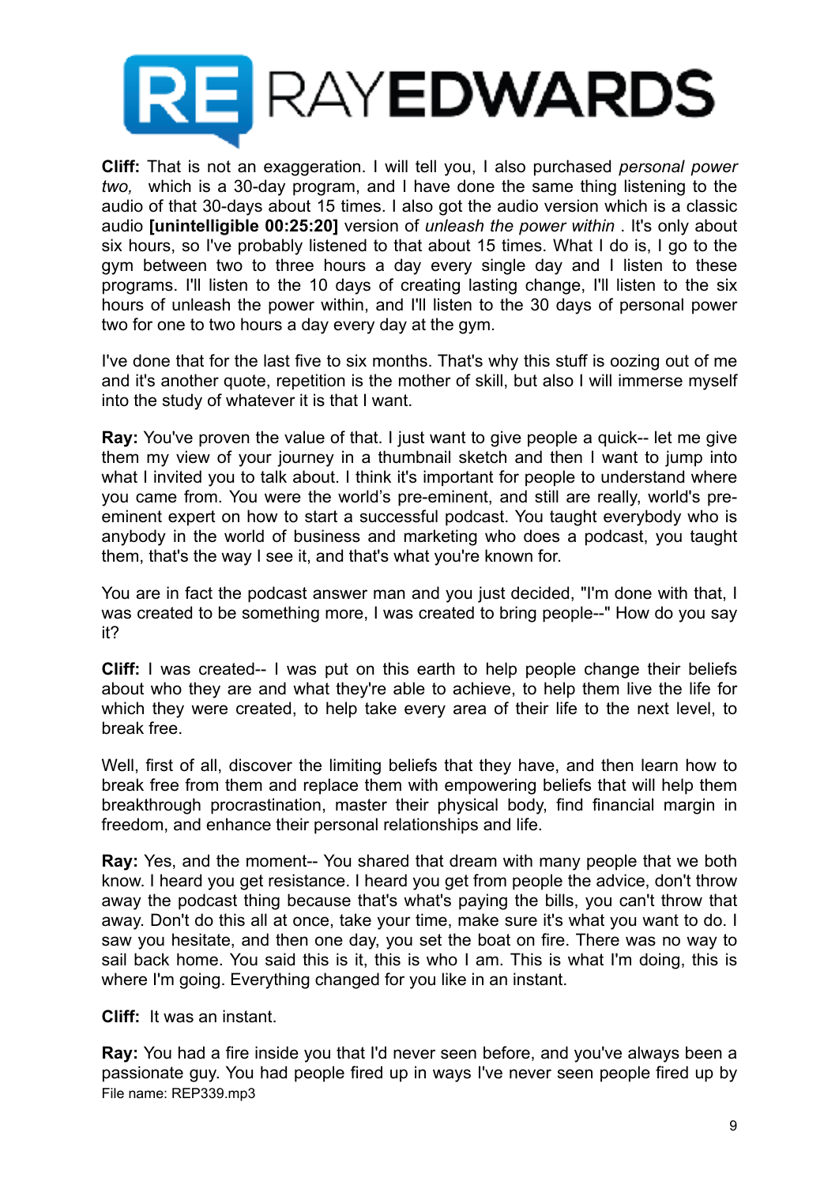**Cliff:** That is not an exaggeration. I will tell you, I also purchased *personal power two,* which is a 30-day program, and I have done the same thing listening to the audio of that 30-days about 15 times. I also got the audio version which is a classic audio **[unintelligible 00:25:20]** version of *unleash the power within* . It's only about six hours, so I've probably listened to that about 15 times. What I do is, I go to the gym between two to three hours a day every single day and I listen to these programs. I'll listen to the 10 days of creating lasting change, I'll listen to the six hours of unleash the power within, and I'll listen to the 30 days of personal power two for one to two hours a day every day at the gym.

I've done that for the last five to six months. That's why this stuff is oozing out of me and it's another quote, repetition is the mother of skill, but also I will immerse myself into the study of whatever it is that I want.

**Ray:** You've proven the value of that. I just want to give people a quick-- let me give them my view of your journey in a thumbnail sketch and then I want to jump into what I invited you to talk about. I think it's important for people to understand where you came from. You were the world's pre-eminent, and still are really, world's pre-eminent expert on how to start a successful podcast. You taught everybody who is anybody in the world of business and marketing who does a podcast, you taught them, that's the way I see it, and that's what you're known for.

You are in fact the podcast answer man and you just decided, "I'm done with that, I was created to be something more, I was created to bring people--" How do you say it?

**Cliff:** I was created-- I was put on this earth to help people change their beliefs about who they are and what they're able to achieve, to help them live the life for which they were created, to help take every area of their life to the next level, to break free.

Well, first of all, discover the limiting beliefs that they have, and then learn how to break free from them and replace them with empowering beliefs that will help them breakthrough procrastination, master their physical body, find financial margin in freedom, and enhance their personal relationships and life.

**Ray:** Yes, and the moment-- You shared that dream with many people that we both know. I heard you get resistance. I heard you get from people the advice, don't throw away the podcast thing because that's what's paying the bills, you can't throw that away. Don't do this all at once, take your time, make sure it's what you want to do. I saw you hesitate, and then one day, you set the boat on fire. There was no way to sail back home. You said this is it, this is who I am. This is what I'm doing, this is where I'm going. Everything changed for you like in an instant.

**Cliff:** It was an instant.

**Ray:** You had a fire inside you that I'd never seen before, and you've always been a passionate guy. You had people fired up in ways I've never seen people fired up by

File name: REP339.mp3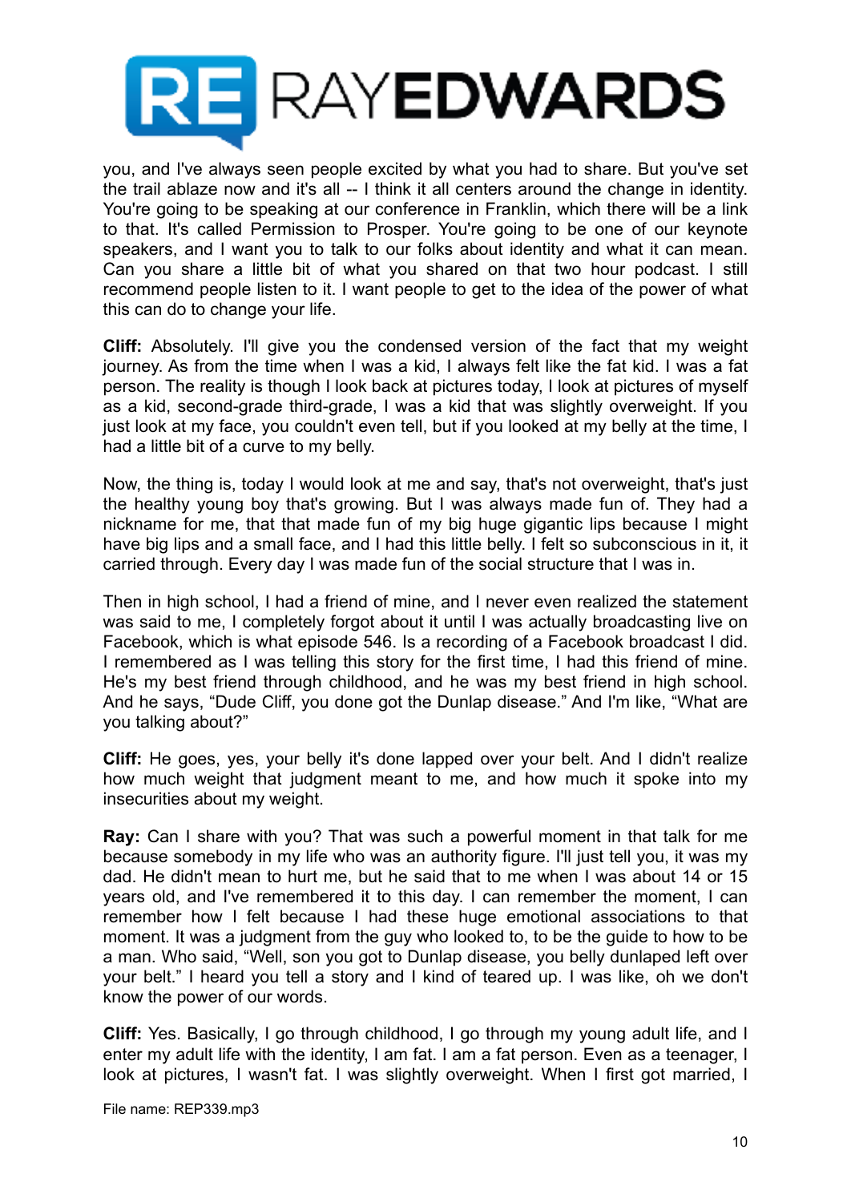you, and I've always seen people excited by what you had to share. But you've set the trail ablaze now and it's all -- I think it all centers around the change in identity. You're going to be speaking at our conference in Franklin, which there will be a link to that. It's called Permission to Prosper. You're going to be one of our keynote speakers, and I want you to talk to our folks about identity and what it can mean. Can you share a little bit of what you shared on that two hour podcast. I still recommend people listen to it. I want people to get to the idea of the power of what this can do to change your life.

**Cliff:** Absolutely. I'll give you the condensed version of the fact that my weight journey. As from the time when I was a kid, I always felt like the fat kid. I was a fat person. The reality is though I look back at pictures today, I look at pictures of myself as a kid, second-grade third-grade, I was a kid that was slightly overweight. If you just look at my face, you couldn't even tell, but if you looked at my belly at the time, I had a little bit of a curve to my belly.

Now, the thing is, today I would look at me and say, that's not overweight, that's just the healthy young boy that's growing. But I was always made fun of. They had a nickname for me, that that made fun of my big huge gigantic lips because I might have big lips and a small face, and I had this little belly. I felt so subconscious in it, it carried through. Every day I was made fun of the social structure that I was in.

Then in high school, I had a friend of mine, and I never even realized the statement was said to me, I completely forgot about it until I was actually broadcasting live on Facebook, which is what episode 546. Is a recording of a Facebook broadcast I did. I remembered as I was telling this story for the first time, I had this friend of mine. He's my best friend through childhood, and he was my best friend in high school. And he says, "Dude Cliff, you done got the Dunlap disease." And I'm like, "What are you talking about?"

**Cliff:** He goes, yes, your belly it's done lapped over your belt. And I didn't realize how much weight that judgment meant to me, and how much it spoke into my insecurities about my weight.

**Ray:** Can I share with you? That was such a powerful moment in that talk for me because somebody in my life who was an authority figure. I'll just tell you, it was my dad. He didn't mean to hurt me, but he said that to me when I was about 14 or 15 years old, and I've remembered it to this day. I can remember the moment, I can remember how I felt because I had these huge emotional associations to that moment. It was a judgment from the guy who looked to, to be the guide to how to be a man. Who said, "Well, son you got to Dunlap disease, you belly dunlaped left over your belt." I heard you tell a story and I kind of teared up. I was like, oh we don't know the power of our words.

**Cliff:** Yes. Basically, I go through childhood, I go through my young adult life, and I enter my adult life with the identity, I am fat. I am a fat person. Even as a teenager, I look at pictures, I wasn't fat. I was slightly overweight. When I first got married, I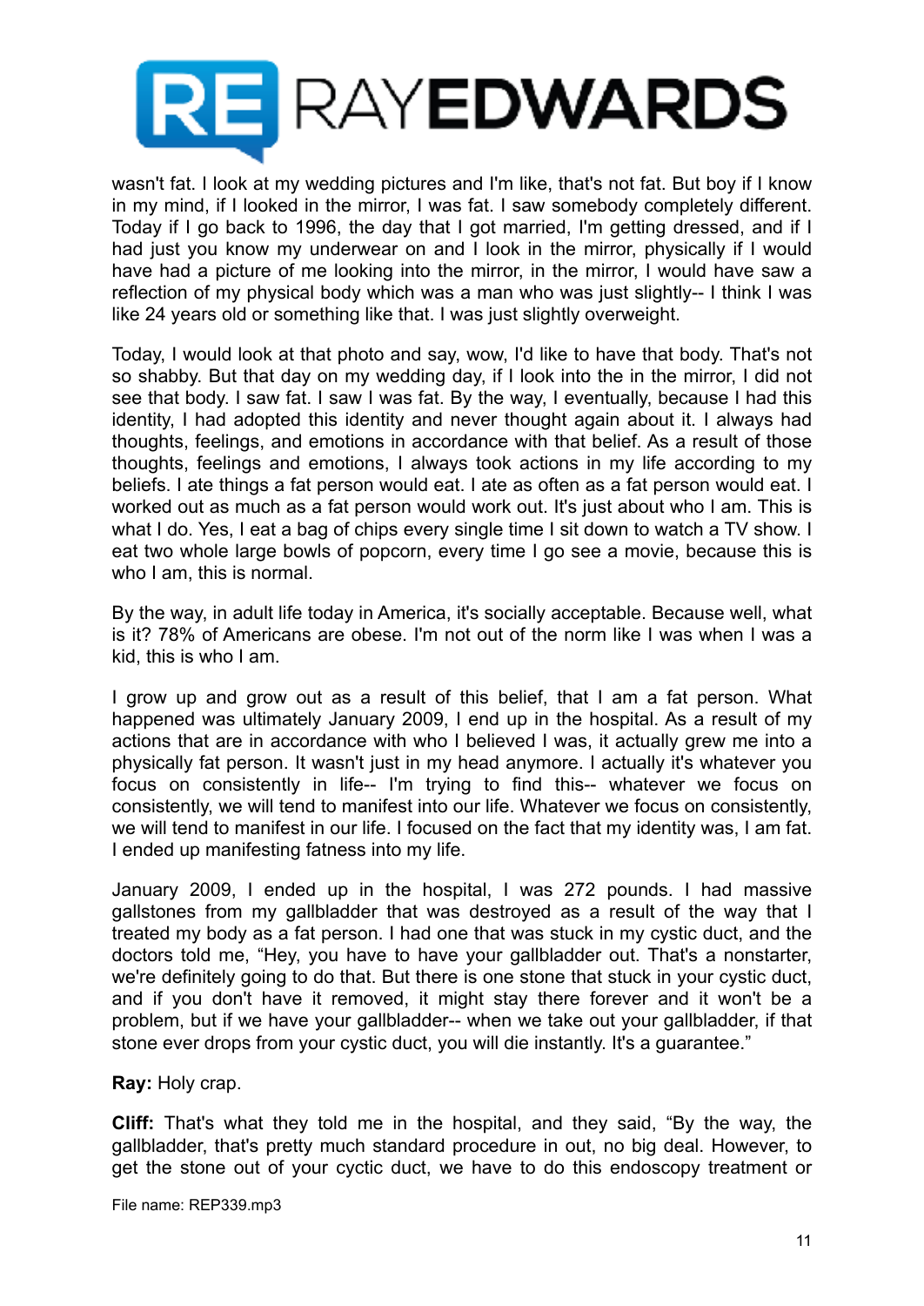wasn't fat. I look at my wedding pictures and I'm like, that's not fat. But boy if I know in my mind, if I looked in the mirror, I was fat. I saw somebody completely different. Today if I go back to 1996, the day that I got married, I'm getting dressed, and if I had just you know my underwear on and I look in the mirror, physically if I would have had a picture of me looking into the mirror, in the mirror, I would have saw a reflection of my physical body which was a man who was just slightly-- I think I was like 24 years old or something like that. I was just slightly overweight.

Today, I would look at that photo and say, wow, I'd like to have that body. That's not so shabby. But that day on my wedding day, if I look into the in the mirror, I did not see that body. I saw fat. I saw I was fat. By the way, I eventually, because I had this identity, I had adopted this identity and never thought again about it. I always had thoughts, feelings, and emotions in accordance with that belief. As a result of those thoughts, feelings and emotions, I always took actions in my life according to my beliefs. I ate things a fat person would eat. I ate as often as a fat person would eat. I worked out as much as a fat person would work out. It's just about who I am. This is what I do. Yes, I eat a bag of chips every single time I sit down to watch a TV show. I eat two whole large bowls of popcorn, every time I go see a movie, because this is who I am, this is normal.

By the way, in adult life today in America, it's socially acceptable. Because well, what is it? 78% of Americans are obese. I'm not out of the norm like I was when I was a kid, this is who I am.

I grow up and grow out as a result of this belief, that I am a fat person. What happened was ultimately January 2009, I end up in the hospital. As a result of my actions that are in accordance with who I believed I was, it actually grew me into a physically fat person. It wasn't just in my head anymore. I actually it's whatever you focus on consistently in life-- I'm trying to find this-- whatever we focus on consistently, we will tend to manifest into our life. Whatever we focus on consistently, we will tend to manifest in our life. I focused on the fact that my identity was, I am fat. I ended up manifesting fatness into my life.

January 2009, I ended up in the hospital, I was 272 pounds. I had massive gallstones from my gallbladder that was destroyed as a result of the way that I treated my body as a fat person. I had one that was stuck in my cystic duct, and the doctors told me, "Hey, you have to have your gallbladder out. That's a nonstarter, we're definitely going to do that. But there is one stone that stuck in your cystic duct, and if you don't have it removed, it might stay there forever and it won't be a problem, but if we have your gallbladder-- when we take out your gallbladder, if that stone ever drops from your cystic duct, you will die instantly. It's a guarantee."

**Ray:** Holy crap.

**Cliff:** That's what they told me in the hospital, and they said, "By the way, the gallbladder, that's pretty much standard procedure in out, no big deal. However, to get the stone out of your cyctic duct, we have to do this endoscopy treatment or

File name: REP339.mp3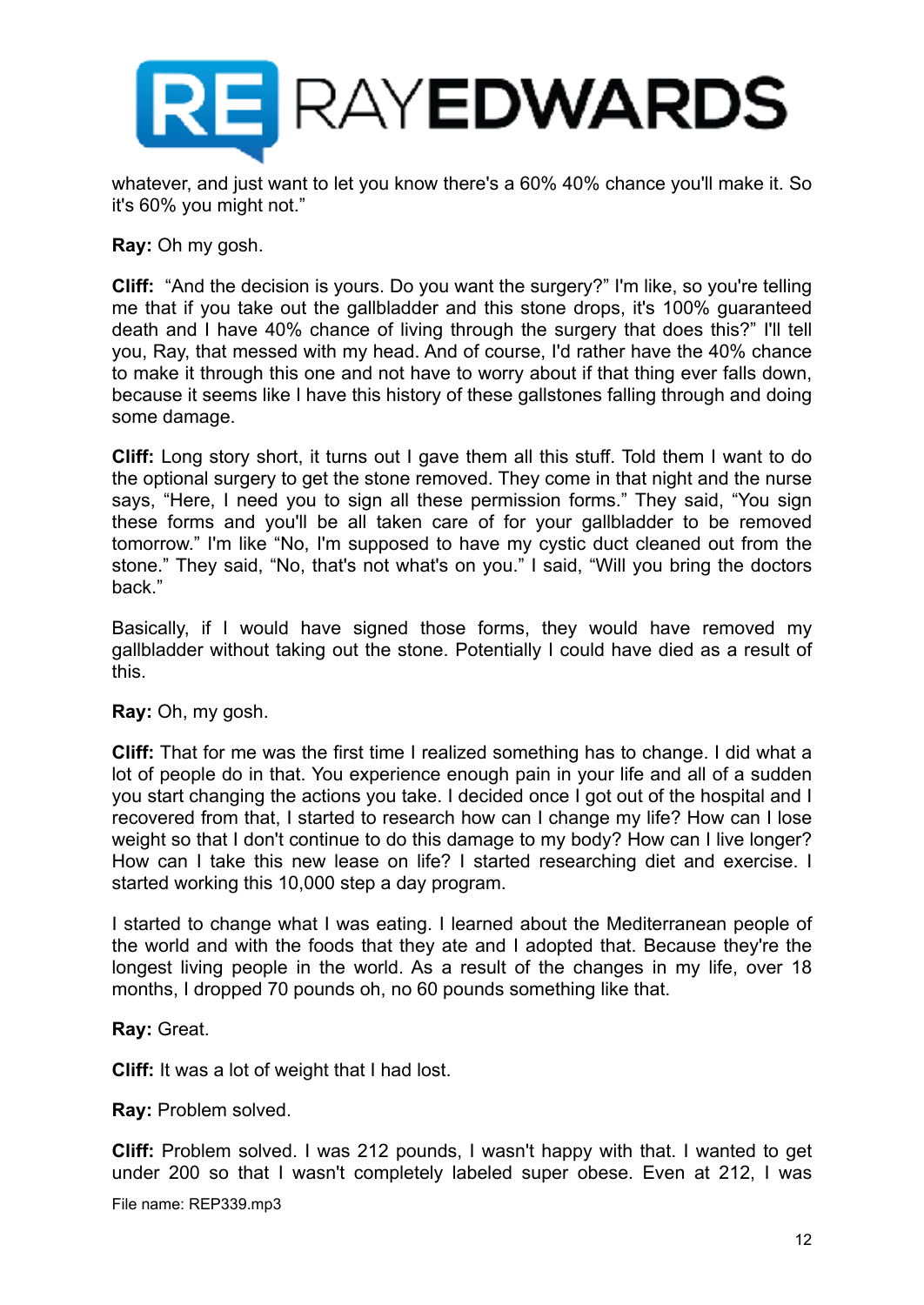whatever, and just want to let you know there's a 60% 40% chance you'll make it. So it's 60% you might not."

**Ray:** Oh my gosh.

**Cliff:** "And the decision is yours. Do you want the surgery?" I'm like, so you're telling me that if you take out the gallbladder and this stone drops, it's 100% guaranteed death and I have 40% chance of living through the surgery that does this?" I'll tell you, Ray, that messed with my head. And of course, I'd rather have the 40% chance to make it through this one and not have to worry about if that thing ever falls down, because it seems like I have this history of these gallstones falling through and doing some damage.

**Cliff:** Long story short, it turns out I gave them all this stuff. Told them I want to do the optional surgery to get the stone removed. They come in that night and the nurse says, "Here, I need you to sign all these permission forms." They said, "You sign these forms and you'll be all taken care of for your gallbladder to be removed tomorrow." I'm like "No, I'm supposed to have my cystic duct cleaned out from the stone." They said, "No, that's not what's on you." I said, "Will you bring the doctors back."

Basically, if I would have signed those forms, they would have removed my gallbladder without taking out the stone. Potentially I could have died as a result of this.

**Ray:** Oh, my gosh.

**Cliff:** That for me was the first time I realized something has to change. I did what a lot of people do in that. You experience enough pain in your life and all of a sudden you start changing the actions you take. I decided once I got out of the hospital and I recovered from that, I started to research how can I change my life? How can I lose weight so that I don't continue to do this damage to my body? How can I live longer? How can I take this new lease on life? I started researching diet and exercise. I started working this 10,000 step a day program.

I started to change what I was eating. I learned about the Mediterranean people of the world and with the foods that they ate and I adopted that. Because they're the longest living people in the world. As a result of the changes in my life, over 18 months, I dropped 70 pounds oh, no 60 pounds something like that.

**Ray:** Great.

**Cliff:** It was a lot of weight that I had lost.

**Ray:** Problem solved.

**Cliff:** Problem solved. I was 212 pounds, I wasn't happy with that. I wanted to get under 200 so that I wasn't completely labeled super obese. Even at 212, I was

File name: REP339.mp3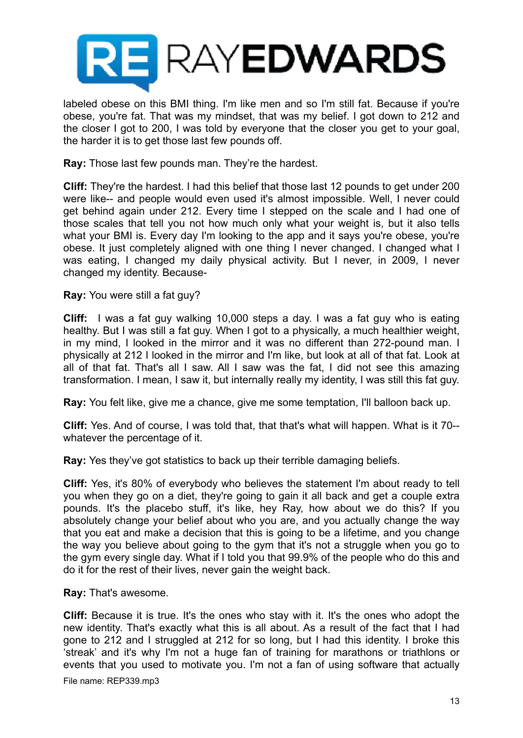labeled obese on this BMI thing. I'm like men and so I'm still fat. Because if you're obese, you're fat. That was my mindset, that was my belief. I got down to 212 and the closer I got to 200, I was told by everyone that the closer you get to your goal, the harder it is to get those last few pounds off.

**Ray:** Those last few pounds man. They're the hardest.

**Cliff:** They're the hardest. I had this belief that those last 12 pounds to get under 200 were like-- and people would even used it's almost impossible. Well, I never could get behind again under 212. Every time I stepped on the scale and I had one of those scales that tell you not how much only what your weight is, but it also tells what your BMI is. Every day I'm looking to the app and it says you're obese, you're obese. It just completely aligned with one thing I never changed. I changed what I was eating, I changed my daily physical activity. But I never, in 2009, I never changed my identity. Because-

**Ray:** You were still a fat guy?

**Cliff:** I was a fat guy walking 10,000 steps a day. I was a fat guy who is eating healthy. But I was still a fat guy. When I got to a physically, a much healthier weight, in my mind, I looked in the mirror and it was no different than 272-pound man. I physically at 212 I looked in the mirror and I'm like, but look at all of that fat. Look at all of that fat. That's all I saw. All I saw was the fat, I did not see this amazing transformation. I mean, I saw it, but internally really my identity, I was still this fat guy.

**Ray:** You felt like, give me a chance, give me some temptation, I'll balloon back up.

**Cliff:** Yes. And of course, I was told that, that that's what will happen. What is it 70-- whatever the percentage of it.

**Ray:** Yes they've got statistics to back up their terrible damaging beliefs.

**Cliff:** Yes, it's 80% of everybody who believes the statement I'm about ready to tell you when they go on a diet, they're going to gain it all back and get a couple extra pounds. It's the placebo stuff, it's like, hey Ray, how about we do this? If you absolutely change your belief about who you are, and you actually change the way that you eat and make a decision that this is going to be a lifetime, and you change the way you believe about going to the gym that it's not a struggle when you go to the gym every single day. What if I told you that 99.9% of the people who do this and do it for the rest of their lives, never gain the weight back.

**Ray:** That's awesome.

**Cliff:** Because it is true. It's the ones who stay with it. It's the ones who adopt the new identity. That's exactly what this is all about. As a result of the fact that I had gone to 212 and I struggled at 212 for so long, but I had this identity. I broke this 'streak' and it's why I'm not a huge fan of training for marathons or triathlons or events that you used to motivate you. I'm not a fan of using software that actually

File name: REP339.mp3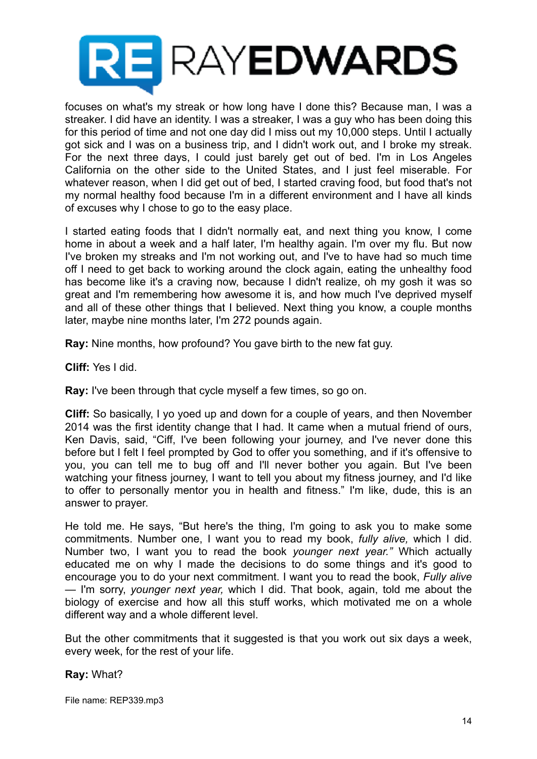focuses on what's my streak or how long have I done this? Because man, I was a streaker. I did have an identity. I was a streaker, I was a guy who has been doing this for this period of time and not one day did I miss out my 10,000 steps. Until I actually got sick and I was on a business trip, and I didn't work out, and I broke my streak. For the next three days, I could just barely get out of bed. I'm in Los Angeles California on the other side to the United States, and I just feel miserable. For whatever reason, when I did get out of bed, I started craving food, but food that's not my normal healthy food because I'm in a different environment and I have all kinds of excuses why I chose to go to the easy place.

I started eating foods that I didn't normally eat, and next thing you know, I come home in about a week and a half later, I'm healthy again. I'm over my flu. But now I've broken my streaks and I'm not working out, and I've to have had so much time off I need to get back to working around the clock again, eating the unhealthy food has become like it's a craving now, because I didn't realize, oh my gosh it was so great and I'm remembering how awesome it is, and how much I've deprived myself and all of these other things that I believed. Next thing you know, a couple months later, maybe nine months later, I'm 272 pounds again.

**Ray:** Nine months, how profound? You gave birth to the new fat guy.

**Cliff:** Yes I did.

**Ray:** I've been through that cycle myself a few times, so go on.

**Cliff:** So basically, I yo yoed up and down for a couple of years, and then November 2014 was the first identity change that I had. It came when a mutual friend of ours, Ken Davis, said, "Ciff, I've been following your journey, and I've never done this before but I felt I feel prompted by God to offer you something, and if it's offensive to you, you can tell me to bug off and I'll never bother you again. But I've been watching your fitness journey, I want to tell you about my fitness journey, and I'd like to offer to personally mentor you in health and fitness." I'm like, dude, this is an answer to prayer.

He told me. He says, "But here's the thing, I'm going to ask you to make some commitments. Number one, I want you to read my book, *fully alive,* which I did. Number two, I want you to read the book *younger next year."* Which actually educated me on why I made the decisions to do some things and it's good to encourage you to do your next commitment. I want you to read the book, *Fully alive* — I'm sorry, *younger next year,* which I did. That book, again, told me about the biology of exercise and how all this stuff works, which motivated me on a whole different way and a whole different level.

But the other commitments that it suggested is that you work out six days a week, every week, for the rest of your life.

**Ray:** What?

File name: REP339.mp3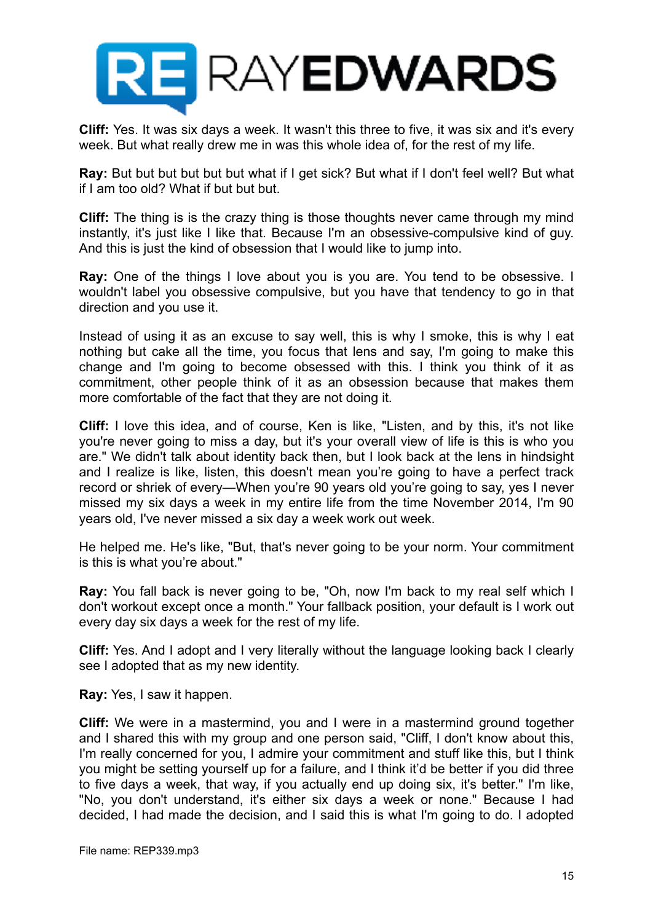**Cliff:** Yes. It was six days a week. It wasn't this three to five, it was six and it's every week. But what really drew me in was this whole idea of, for the rest of my life.

**Ray:** But but but but but but what if I get sick? But what if I don't feel well? But what if I am too old? What if but but but.

**Cliff:** The thing is is the crazy thing is those thoughts never came through my mind instantly, it's just like I like that. Because I'm an obsessive-compulsive kind of guy. And this is just the kind of obsession that I would like to jump into.

**Ray:** One of the things I love about you is you are. You tend to be obsessive. I wouldn't label you obsessive compulsive, but you have that tendency to go in that direction and you use it.

Instead of using it as an excuse to say well, this is why I smoke, this is why I eat nothing but cake all the time, you focus that lens and say, I'm going to make this change and I'm going to become obsessed with this. I think you think of it as commitment, other people think of it as an obsession because that makes them more comfortable of the fact that they are not doing it.

**Cliff:** I love this idea, and of course, Ken is like, "Listen, and by this, it's not like you're never going to miss a day, but it's your overall view of life is this is who you are." We didn't talk about identity back then, but I look back at the lens in hindsight and I realize is like, listen, this doesn't mean you're going to have a perfect track record or shriek of every—When you're 90 years old you're going to say, yes I never missed my six days a week in my entire life from the time November 2014, I'm 90 years old, I've never missed a six day a week work out week.

He helped me. He's like, "But, that's never going to be your norm. Your commitment is this is what you're about."

**Ray:** You fall back is never going to be, "Oh, now I'm back to my real self which I don't workout except once a month." Your fallback position, your default is I work out every day six days a week for the rest of my life.

**Cliff:** Yes. And I adopt and I very literally without the language looking back I clearly see I adopted that as my new identity.

**Ray:** Yes, I saw it happen.

**Cliff:** We were in a mastermind, you and I were in a mastermind ground together and I shared this with my group and one person said, "Cliff, I don't know about this, I'm really concerned for you, I admire your commitment and stuff like this, but I think you might be setting yourself up for a failure, and I think it'd be better if you did three to five days a week, that way, if you actually end up doing six, it's better." I'm like, "No, you don't understand, it's either six days a week or none." Because I had decided, I had made the decision, and I said this is what I'm going to do. I adopted

File name: REP339.mp3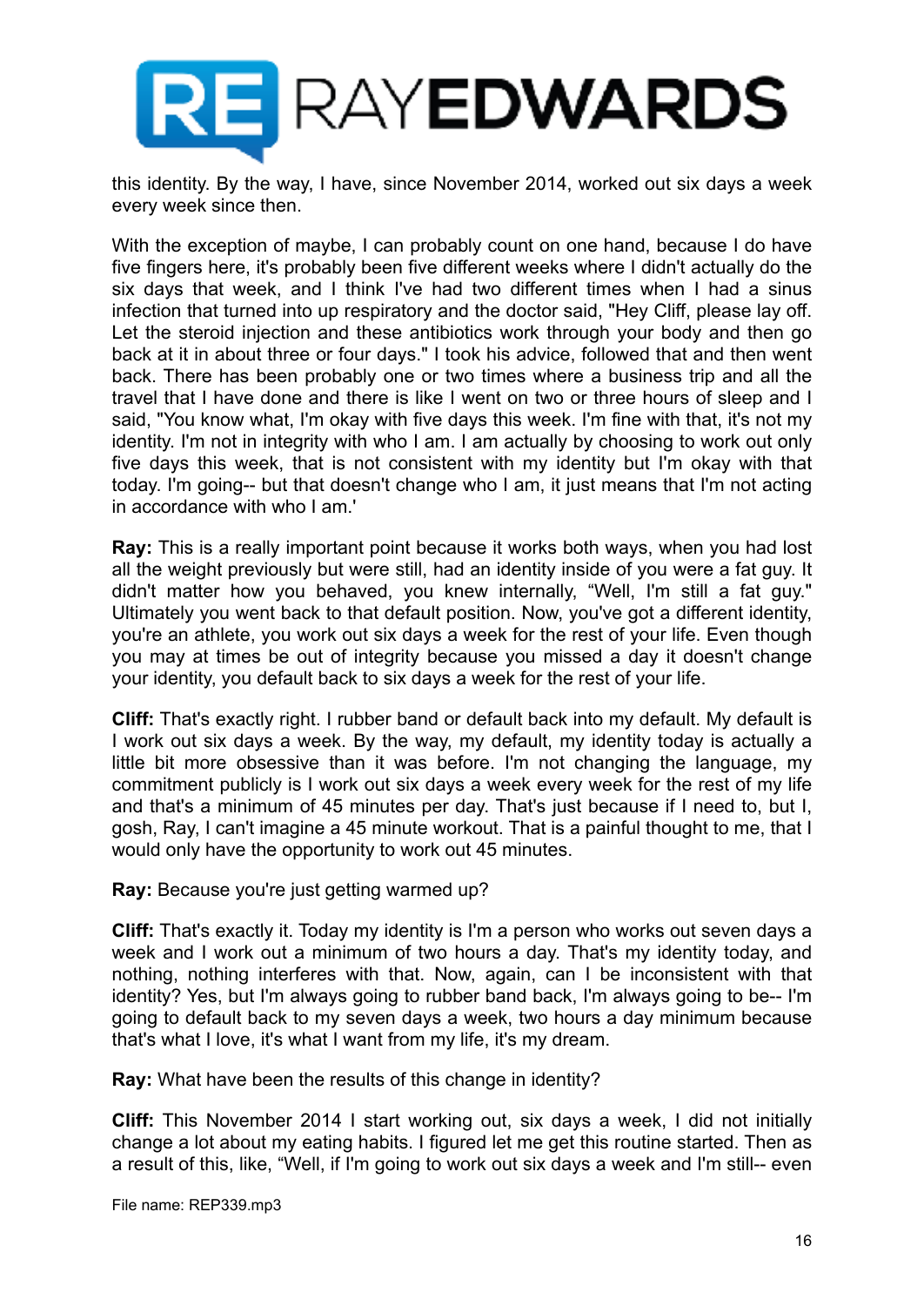this identity. By the way, I have, since November 2014, worked out six days a week every week since then.

With the exception of maybe, I can probably count on one hand, because I do have five fingers here, it's probably been five different weeks where I didn't actually do the six days that week, and I think I've had two different times when I had a sinus infection that turned into up respiratory and the doctor said, "Hey Cliff, please lay off. Let the steroid injection and these antibiotics work through your body and then go back at it in about three or four days." I took his advice, followed that and then went back. There has been probably one or two times where a business trip and all the travel that I have done and there is like I went on two or three hours of sleep and I said, "You know what, I'm okay with five days this week. I'm fine with that, it's not my identity. I'm not in integrity with who I am. I am actually by choosing to work out only five days this week, that is not consistent with my identity but I'm okay with that today. I'm going-- but that doesn't change who I am, it just means that I'm not acting in accordance with who I am.'

**Ray:** This is a really important point because it works both ways, when you had lost all the weight previously but were still, had an identity inside of you were a fat guy. It didn't matter how you behaved, you knew internally, "Well, I'm still a fat guy." Ultimately you went back to that default position. Now, you've got a different identity, you're an athlete, you work out six days a week for the rest of your life. Even though you may at times be out of integrity because you missed a day it doesn't change your identity, you default back to six days a week for the rest of your life.

**Cliff:** That's exactly right. I rubber band or default back into my default. My default is I work out six days a week. By the way, my default, my identity today is actually a little bit more obsessive than it was before. I'm not changing the language, my commitment publicly is I work out six days a week every week for the rest of my life and that's a minimum of 45 minutes per day. That's just because if I need to, but I, gosh, Ray, I can't imagine a 45 minute workout. That is a painful thought to me, that I would only have the opportunity to work out 45 minutes.

**Ray:** Because you're just getting warmed up?

**Cliff:** That's exactly it. Today my identity is I'm a person who works out seven days a week and I work out a minimum of two hours a day. That's my identity today, and nothing, nothing interferes with that. Now, again, can I be inconsistent with that identity? Yes, but I'm always going to rubber band back, I'm always going to be-- I'm going to default back to my seven days a week, two hours a day minimum because that's what I love, it's what I want from my life, it's my dream.

**Ray:** What have been the results of this change in identity?

**Cliff:** This November 2014 I start working out, six days a week, I did not initially change a lot about my eating habits. I figured let me get this routine started. Then as a result of this, like, "Well, if I'm going to work out six days a week and I'm still-- even

File name: REP339.mp3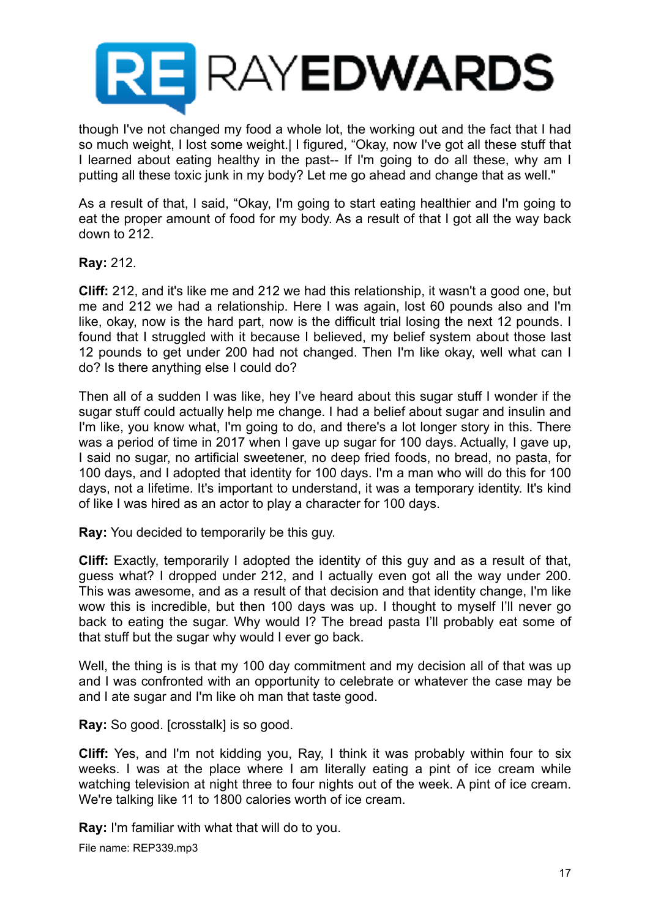though I've not changed my food a whole lot, the working out and the fact that I had so much weight, I lost some weight.| I figured, "Okay, now I've got all these stuff that I learned about eating healthy in the past-- If I'm going to do all these, why am I putting all these toxic junk in my body? Let me go ahead and change that as well."

As a result of that, I said, "Okay, I'm going to start eating healthier and I'm going to eat the proper amount of food for my body. As a result of that I got all the way back down to 212.

**Ray:** 212.

**Cliff:** 212, and it's like me and 212 we had this relationship, it wasn't a good one, but me and 212 we had a relationship. Here I was again, lost 60 pounds also and I'm like, okay, now is the hard part, now is the difficult trial losing the next 12 pounds. I found that I struggled with it because I believed, my belief system about those last 12 pounds to get under 200 had not changed. Then I'm like okay, well what can I do? Is there anything else I could do?

Then all of a sudden I was like, hey I've heard about this sugar stuff I wonder if the sugar stuff could actually help me change. I had a belief about sugar and insulin and I'm like, you know what, I'm going to do, and there's a lot longer story in this. There was a period of time in 2017 when I gave up sugar for 100 days. Actually, I gave up, I said no sugar, no artificial sweetener, no deep fried foods, no bread, no pasta, for 100 days, and I adopted that identity for 100 days. I'm a man who will do this for 100 days, not a lifetime. It's important to understand, it was a temporary identity. It's kind of like I was hired as an actor to play a character for 100 days.

**Ray:** You decided to temporarily be this guy.

**Cliff:** Exactly, temporarily I adopted the identity of this guy and as a result of that, guess what? I dropped under 212, and I actually even got all the way under 200. This was awesome, and as a result of that decision and that identity change, I'm like wow this is incredible, but then 100 days was up. I thought to myself I'll never go back to eating the sugar. Why would I? The bread pasta I'll probably eat some of that stuff but the sugar why would I ever go back.

Well, the thing is is that my 100 day commitment and my decision all of that was up and I was confronted with an opportunity to celebrate or whatever the case may be and I ate sugar and I'm like oh man that taste good.

**Ray:** So good. [crosstalk] is so good.

**Cliff:** Yes, and I'm not kidding you, Ray, I think it was probably within four to six weeks. I was at the place where I am literally eating a pint of ice cream while watching television at night three to four nights out of the week. A pint of ice cream. We're talking like 11 to 1800 calories worth of ice cream.

**Ray:** I'm familiar with what that will do to you.

File name: REP339.mp3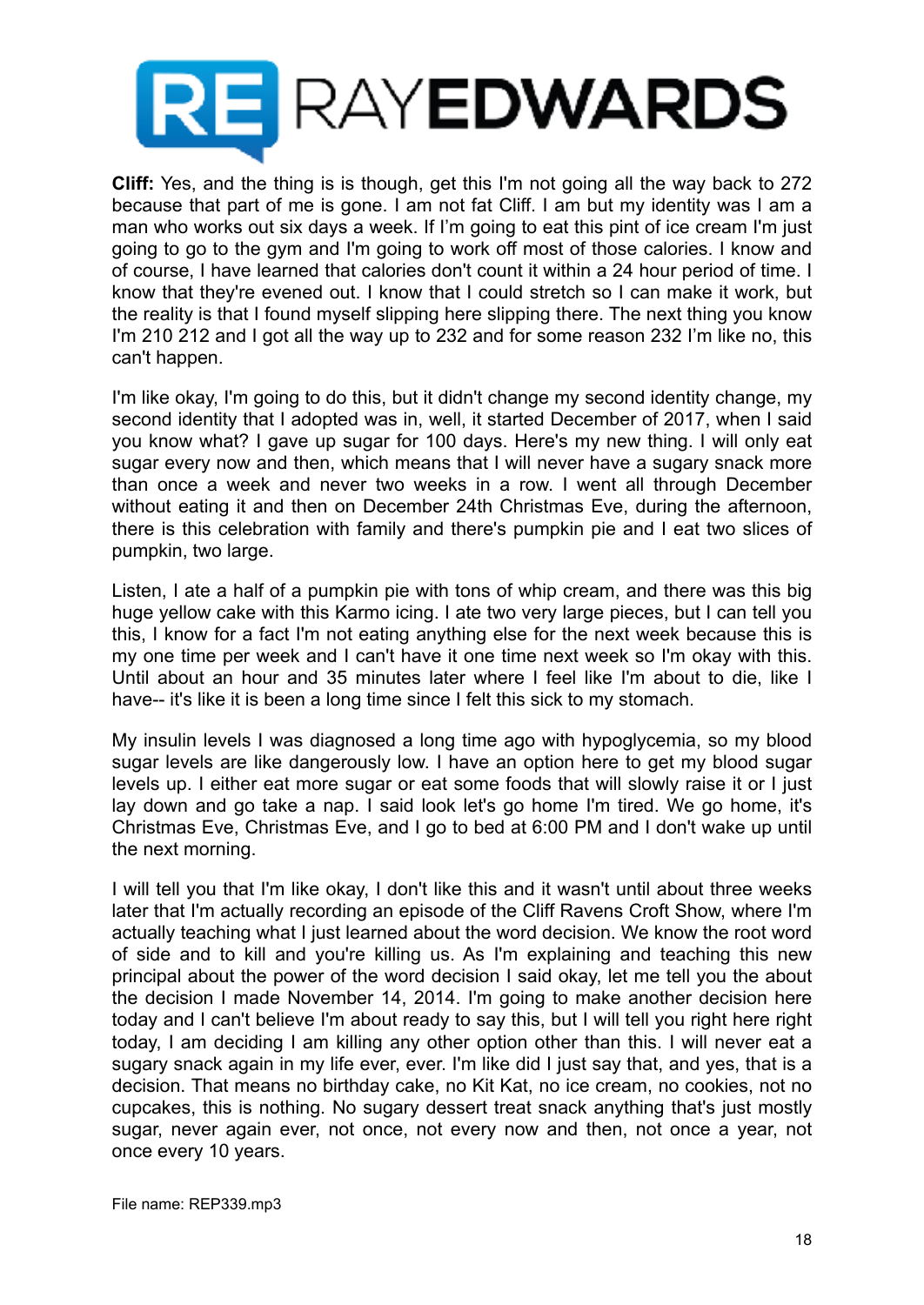**Cliff:** Yes, and the thing is is though, get this I'm not going all the way back to 272 because that part of me is gone. I am not fat Cliff. I am but my identity was I am a man who works out six days a week. If I'm going to eat this pint of ice cream I'm just going to go to the gym and I'm going to work off most of those calories. I know and of course, I have learned that calories don't count it within a 24 hour period of time. I know that they're evened out. I know that I could stretch so I can make it work, but the reality is that I found myself slipping here slipping there. The next thing you know I'm 210 212 and I got all the way up to 232 and for some reason 232 I'm like no, this can't happen.

I'm like okay, I'm going to do this, but it didn't change my second identity change, my second identity that I adopted was in, well, it started December of 2017, when I said you know what? I gave up sugar for 100 days. Here's my new thing. I will only eat sugar every now and then, which means that I will never have a sugary snack more than once a week and never two weeks in a row. I went all through December without eating it and then on December 24th Christmas Eve, during the afternoon, there is this celebration with family and there's pumpkin pie and I eat two slices of pumpkin, two large.

Listen, I ate a half of a pumpkin pie with tons of whip cream, and there was this big huge yellow cake with this Karmo icing. I ate two very large pieces, but I can tell you this, I know for a fact I'm not eating anything else for the next week because this is my one time per week and I can't have it one time next week so I'm okay with this. Until about an hour and 35 minutes later where I feel like I'm about to die, like I have-- it's like it is been a long time since I felt this sick to my stomach.

My insulin levels I was diagnosed a long time ago with hypoglycemia, so my blood sugar levels are like dangerously low. I have an option here to get my blood sugar levels up. I either eat more sugar or eat some foods that will slowly raise it or I just lay down and go take a nap. I said look let's go home I'm tired. We go home, it's Christmas Eve, Christmas Eve, and I go to bed at 6:00 PM and I don't wake up until the next morning.

I will tell you that I'm like okay, I don't like this and it wasn't until about three weeks later that I'm actually recording an episode of the Cliff Ravens Croft Show, where I'm actually teaching what I just learned about the word decision. We know the root word of side and to kill and you're killing us. As I'm explaining and teaching this new principal about the power of the word decision I said okay, let me tell you the about the decision I made November 14, 2014. I'm going to make another decision here today and I can't believe I'm about ready to say this, but I will tell you right here right today, I am deciding I am killing any other option other than this. I will never eat a sugary snack again in my life ever, ever. I'm like did I just say that, and yes, that is a decision. That means no birthday cake, no Kit Kat, no ice cream, no cookies, not no cupcakes, this is nothing. No sugary dessert treat snack anything that's just mostly sugar, never again ever, not once, not every now and then, not once a year, not once every 10 years.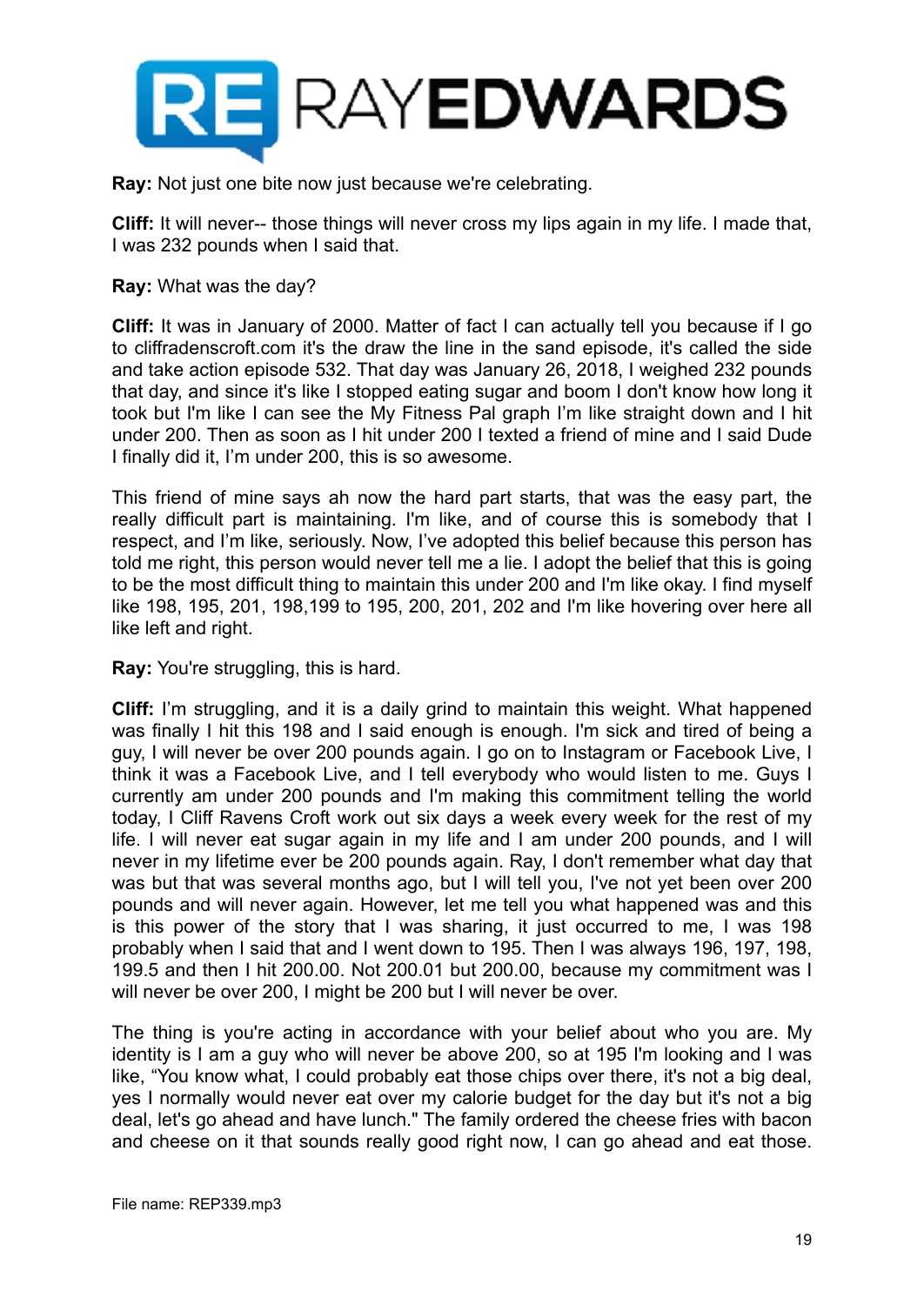**Ray:** Not just one bite now just because we're celebrating.

**Cliff:** It will never-- those things will never cross my lips again in my life. I made that, I was 232 pounds when I said that.

**Ray:** What was the day?

**Cliff:** It was in January of 2000. Matter of fact I can actually tell you because if I go to cliffradenscroft.com it's the draw the line in the sand episode, it's called the side and take action episode 532. That day was January 26, 2018, I weighed 232 pounds that day, and since it's like I stopped eating sugar and boom I don't know how long it took but I'm like I can see the My Fitness Pal graph I'm like straight down and I hit under 200. Then as soon as I hit under 200 I texted a friend of mine and I said Dude I finally did it, I'm under 200, this is so awesome.

This friend of mine says ah now the hard part starts, that was the easy part, the really difficult part is maintaining. I'm like, and of course this is somebody that I respect, and I'm like, seriously. Now, I've adopted this belief because this person has told me right, this person would never tell me a lie. I adopt the belief that this is going to be the most difficult thing to maintain this under 200 and I'm like okay. I find myself like 198, 195, 201, 198,199 to 195, 200, 201, 202 and I'm like hovering over here all like left and right.

**Ray:** You're struggling, this is hard.

**Cliff:** I'm struggling, and it is a daily grind to maintain this weight. What happened was finally I hit this 198 and I said enough is enough. I'm sick and tired of being a guy, I will never be over 200 pounds again. I go on to Instagram or Facebook Live, I think it was a Facebook Live, and I tell everybody who would listen to me. Guys I currently am under 200 pounds and I'm making this commitment telling the world today, I Cliff Ravens Croft work out six days a week every week for the rest of my life. I will never eat sugar again in my life and I am under 200 pounds, and I will never in my lifetime ever be 200 pounds again. Ray, I don't remember what day that was but that was several months ago, but I will tell you, I've not yet been over 200 pounds and will never again. However, let me tell you what happened was and this is this power of the story that I was sharing, it just occurred to me, I was 198 probably when I said that and I went down to 195. Then I was always 196, 197, 198, 199.5 and then I hit 200.00. Not 200.01 but 200.00, because my commitment was I will never be over 200, I might be 200 but I will never be over.

The thing is you're acting in accordance with your belief about who you are. My identity is I am a guy who will never be above 200, so at 195 I'm looking and I was like, "You know what, I could probably eat those chips over there, it's not a big deal, yes I normally would never eat over my calorie budget for the day but it's not a big deal, let's go ahead and have lunch." The family ordered the cheese fries with bacon and cheese on it that sounds really good right now, I can go ahead and eat those.

File name: REP339.mp3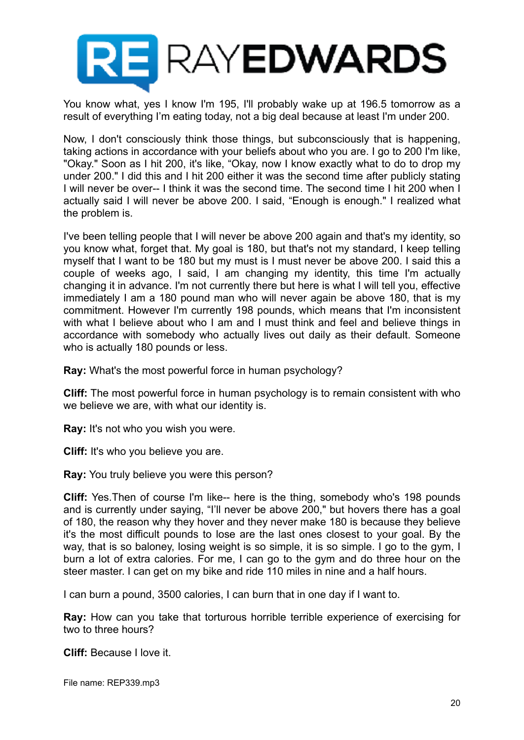You know what, yes I know I'm 195, I'll probably wake up at 196.5 tomorrow as a result of everything I'm eating today, not a big deal because at least I'm under 200.

Now, I don't consciously think those things, but subconsciously that is happening, taking actions in accordance with your beliefs about who you are. I go to 200 I'm like, "Okay." Soon as I hit 200, it's like, "Okay, now I know exactly what to do to drop my under 200." I did this and I hit 200 either it was the second time after publicly stating I will never be over-- I think it was the second time. The second time I hit 200 when I actually said I will never be above 200. I said, "Enough is enough." I realized what the problem is.

I've been telling people that I will never be above 200 again and that's my identity, so you know what, forget that. My goal is 180, but that's not my standard, I keep telling myself that I want to be 180 but my must is I must never be above 200. I said this a couple of weeks ago, I said, I am changing my identity, this time I'm actually changing it in advance. I'm not currently there but here is what I will tell you, effective immediately I am a 180 pound man who will never again be above 180, that is my commitment. However I'm currently 198 pounds, which means that I'm inconsistent with what I believe about who I am and I must think and feel and believe things in accordance with somebody who actually lives out daily as their default. Someone who is actually 180 pounds or less.

**Ray:** What's the most powerful force in human psychology?

**Cliff:** The most powerful force in human psychology is to remain consistent with who we believe we are, with what our identity is.

**Ray:** It's not who you wish you were.

**Cliff:** It's who you believe you are.

**Ray:** You truly believe you were this person?

**Cliff:** Yes.Then of course I'm like-- here is the thing, somebody who's 198 pounds and is currently under saying, "I'll never be above 200," but hovers there has a goal of 180, the reason why they hover and they never make 180 is because they believe it's the most difficult pounds to lose are the last ones closest to your goal. By the way, that is so baloney, losing weight is so simple, it is so simple. I go to the gym, I burn a lot of extra calories. For me, I can go to the gym and do three hour on the steer master. I can get on my bike and ride 110 miles in nine and a half hours.

I can burn a pound, 3500 calories, I can burn that in one day if I want to.

**Ray:** How can you take that torturous horrible terrible experience of exercising for two to three hours?

**Cliff:** Because I love it.

File name: REP339.mp3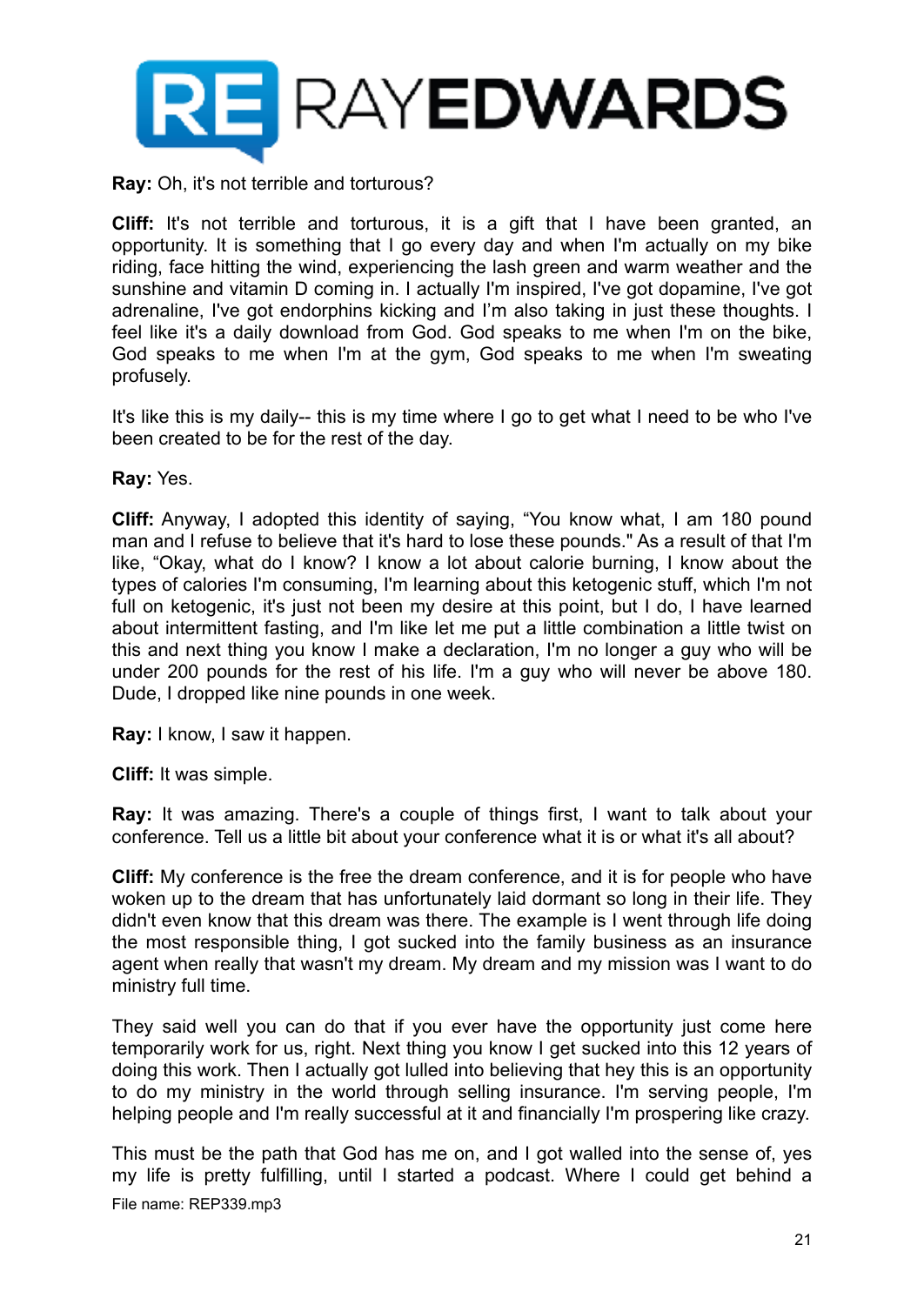**Ray:** Oh, it's not terrible and torturous?

**Cliff:** It's not terrible and torturous, it is a gift that I have been granted, an opportunity. It is something that I go every day and when I'm actually on my bike riding, face hitting the wind, experiencing the lash green and warm weather and the sunshine and vitamin D coming in. I actually I'm inspired, I've got dopamine, I've got adrenaline, I've got endorphins kicking and I'm also taking in just these thoughts. I feel like it's a daily download from God. God speaks to me when I'm on the bike, God speaks to me when I'm at the gym, God speaks to me when I'm sweating profusely.

It's like this is my daily-- this is my time where I go to get what I need to be who I've been created to be for the rest of the day.

**Ray:** Yes.

**Cliff:** Anyway, I adopted this identity of saying, "You know what, I am 180 pound man and I refuse to believe that it's hard to lose these pounds." As a result of that I'm like, "Okay, what do I know? I know a lot about calorie burning, I know about the types of calories I'm consuming, I'm learning about this ketogenic stuff, which I'm not full on ketogenic, it's just not been my desire at this point, but I do, I have learned about intermittent fasting, and I'm like let me put a little combination a little twist on this and next thing you know I make a declaration, I'm no longer a guy who will be under 200 pounds for the rest of his life. I'm a guy who will never be above 180. Dude, I dropped like nine pounds in one week.

**Ray:** I know, I saw it happen.

**Cliff:** It was simple.

**Ray:** It was amazing. There's a couple of things first, I want to talk about your conference. Tell us a little bit about your conference what it is or what it's all about?

**Cliff:** My conference is the free the dream conference, and it is for people who have woken up to the dream that has unfortunately laid dormant so long in their life. They didn't even know that this dream was there. The example is I went through life doing the most responsible thing, I got sucked into the family business as an insurance agent when really that wasn't my dream. My dream and my mission was I want to do ministry full time.

They said well you can do that if you ever have the opportunity just come here temporarily work for us, right. Next thing you know I get sucked into this 12 years of doing this work. Then I actually got lulled into believing that hey this is an opportunity to do my ministry in the world through selling insurance. I'm serving people, I'm helping people and I'm really successful at it and financially I'm prospering like crazy.

This must be the path that God has me on, and I got walled into the sense of, yes my life is pretty fulfilling, until I started a podcast. Where I could get behind a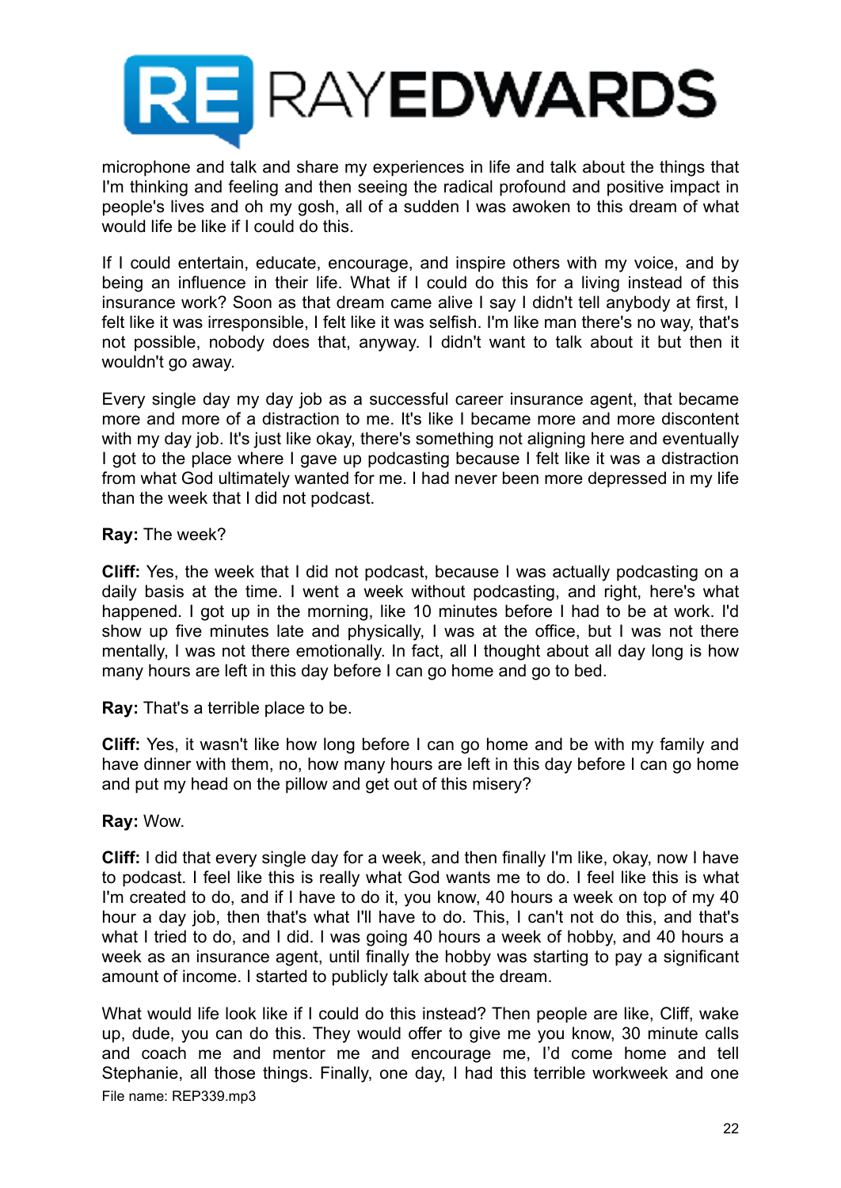microphone and talk and share my experiences in life and talk about the things that I'm thinking and feeling and then seeing the radical profound and positive impact in people's lives and oh my gosh, all of a sudden I was awoken to this dream of what would life be like if I could do this.

If I could entertain, educate, encourage, and inspire others with my voice, and by being an influence in their life. What if I could do this for a living instead of this insurance work? Soon as that dream came alive I say I didn't tell anybody at first, I felt like it was irresponsible, I felt like it was selfish. I'm like man there's no way, that's not possible, nobody does that, anyway. I didn't want to talk about it but then it wouldn't go away.

Every single day my day job as a successful career insurance agent, that became more and more of a distraction to me. It's like I became more and more discontent with my day job. It's just like okay, there's something not aligning here and eventually I got to the place where I gave up podcasting because I felt like it was a distraction from what God ultimately wanted for me. I had never been more depressed in my life than the week that I did not podcast.

**Ray:** The week?

**Cliff:** Yes, the week that I did not podcast, because I was actually podcasting on a daily basis at the time. I went a week without podcasting, and right, here's what happened. I got up in the morning, like 10 minutes before I had to be at work. I'd show up five minutes late and physically, I was at the office, but I was not there mentally, I was not there emotionally. In fact, all I thought about all day long is how many hours are left in this day before I can go home and go to bed.

**Ray:** That's a terrible place to be.

**Cliff:** Yes, it wasn't like how long before I can go home and be with my family and have dinner with them, no, how many hours are left in this day before I can go home and put my head on the pillow and get out of this misery?

**Ray:** Wow.

**Cliff:** I did that every single day for a week, and then finally I'm like, okay, now I have to podcast. I feel like this is really what God wants me to do. I feel like this is what I'm created to do, and if I have to do it, you know, 40 hours a week on top of my 40 hour a day job, then that's what I'll have to do. This, I can't not do this, and that's what I tried to do, and I did. I was going 40 hours a week of hobby, and 40 hours a week as an insurance agent, until finally the hobby was starting to pay a significant amount of income. I started to publicly talk about the dream.

What would life look like if I could do this instead? Then people are like, Cliff, wake up, dude, you can do this. They would offer to give me you know, 30 minute calls and coach me and mentor me and encourage me, I'd come home and tell Stephanie, all those things. Finally, one day, I had this terrible workweek and one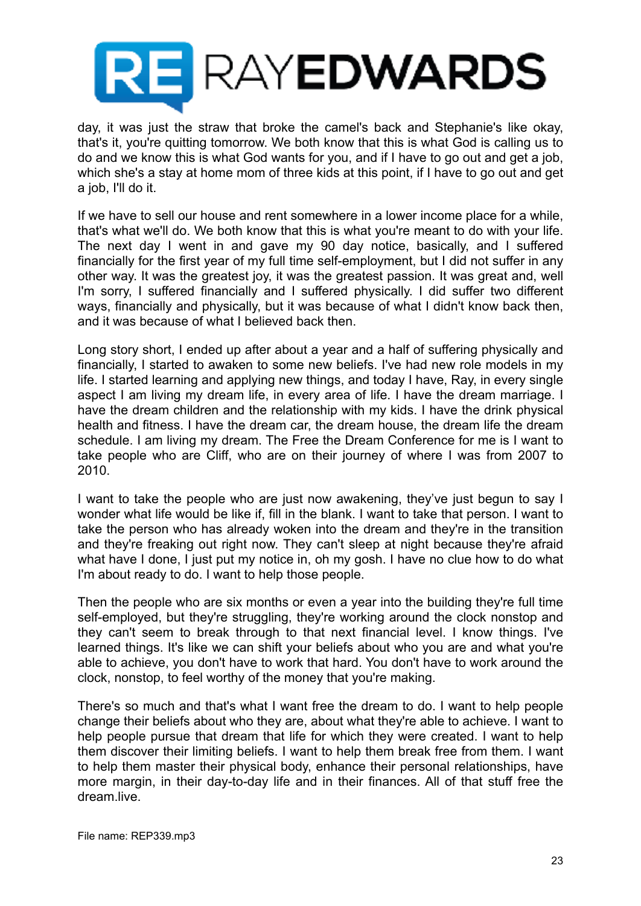day, it was just the straw that broke the camel's back and Stephanie's like okay, that's it, you're quitting tomorrow. We both know that this is what God is calling us to do and we know this is what God wants for you, and if I have to go out and get a job, which she's a stay at home mom of three kids at this point, if I have to go out and get a job, I'll do it.

If we have to sell our house and rent somewhere in a lower income place for a while, that's what we'll do. We both know that this is what you're meant to do with your life. The next day I went in and gave my 90 day notice, basically, and I suffered financially for the first year of my full time self-employment, but I did not suffer in any other way. It was the greatest joy, it was the greatest passion. It was great and, well I'm sorry, I suffered financially and I suffered physically. I did suffer two different ways, financially and physically, but it was because of what I didn't know back then, and it was because of what I believed back then.

Long story short, I ended up after about a year and a half of suffering physically and financially, I started to awaken to some new beliefs. I've had new role models in my life. I started learning and applying new things, and today I have, Ray, in every single aspect I am living my dream life, in every area of life. I have the dream marriage. I have the dream children and the relationship with my kids. I have the drink physical health and fitness. I have the dream car, the dream house, the dream life the dream schedule. I am living my dream. The Free the Dream Conference for me is I want to take people who are Cliff, who are on their journey of where I was from 2007 to 2010.

I want to take the people who are just now awakening, they've just begun to say I wonder what life would be like if, fill in the blank. I want to take that person. I want to take the person who has already woken into the dream and they're in the transition and they're freaking out right now. They can't sleep at night because they're afraid what have I done, I just put my notice in, oh my gosh. I have no clue how to do what I'm about ready to do. I want to help those people.

Then the people who are six months or even a year into the building they're full time self-employed, but they're struggling, they're working around the clock nonstop and they can't seem to break through to that next financial level. I know things. I've learned things. It's like we can shift your beliefs about who you are and what you're able to achieve, you don't have to work that hard. You don't have to work around the clock, nonstop, to feel worthy of the money that you're making.

There's so much and that's what I want free the dream to do. I want to help people change their beliefs about who they are, about what they're able to achieve. I want to help people pursue that dream that life for which they were created. I want to help them discover their limiting beliefs. I want to help them break free from them. I want to help them master their physical body, enhance their personal relationships, have more margin, in their day-to-day life and in their finances. All of that stuff free the dream.live.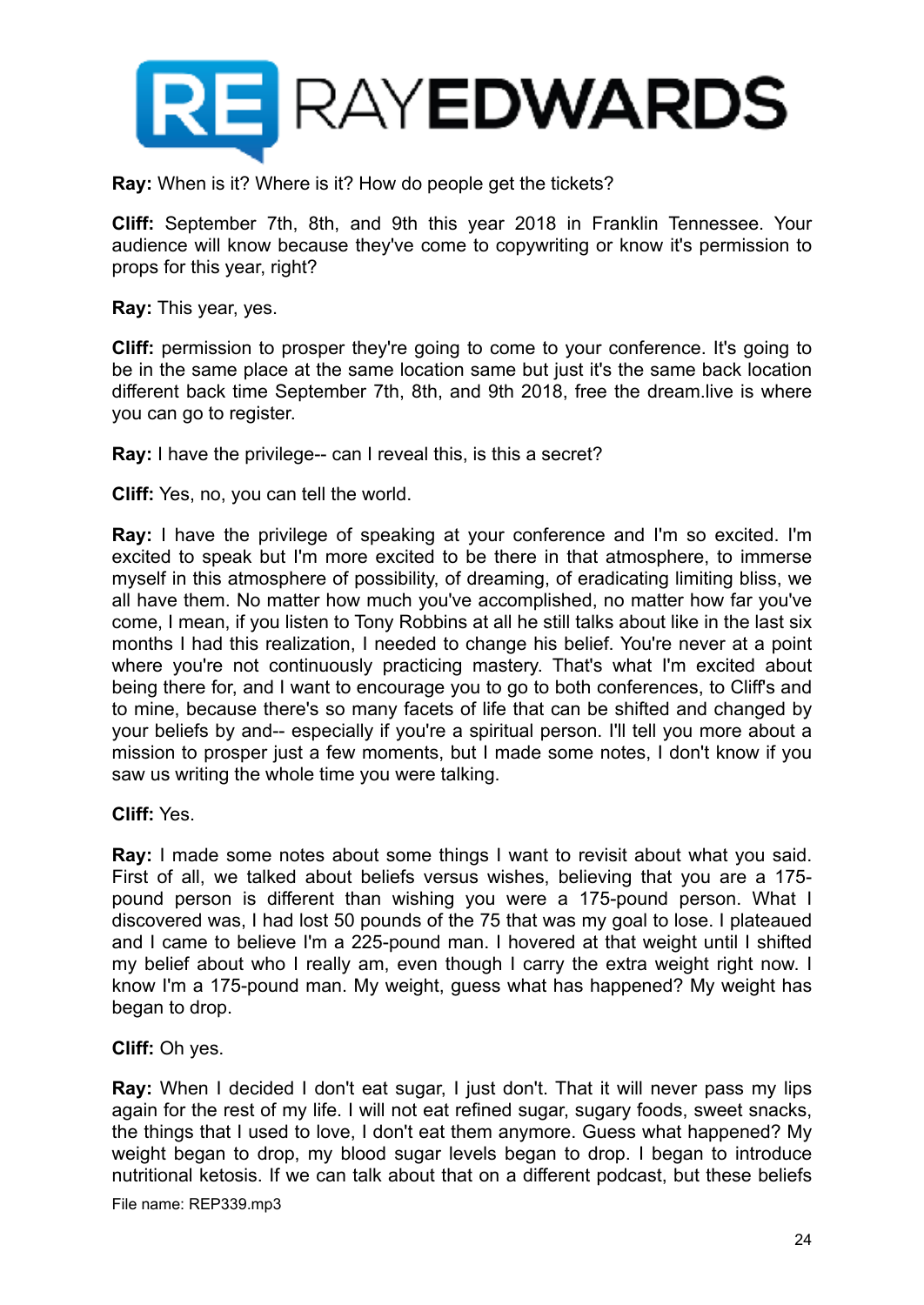**Ray:** When is it? Where is it? How do people get the tickets?

**Cliff:** September 7th, 8th, and 9th this year 2018 in Franklin Tennessee. Your audience will know because they've come to copywriting or know it's permission to props for this year, right?

**Ray:** This year, yes.

**Cliff:** permission to prosper they're going to come to your conference. It's going to be in the same place at the same location same but just it's the same back location different back time September 7th, 8th, and 9th 2018, free the dream.live is where you can go to register.

**Ray:** I have the privilege-- can I reveal this, is this a secret?

**Cliff:** Yes, no, you can tell the world.

**Ray:** I have the privilege of speaking at your conference and I'm so excited. I'm excited to speak but I'm more excited to be there in that atmosphere, to immerse myself in this atmosphere of possibility, of dreaming, of eradicating limiting bliss, we all have them. No matter how much you've accomplished, no matter how far you've come, I mean, if you listen to Tony Robbins at all he still talks about like in the last six months I had this realization, I needed to change his belief. You're never at a point where you're not continuously practicing mastery. That's what I'm excited about being there for, and I want to encourage you to go to both conferences, to Cliff's and to mine, because there's so many facets of life that can be shifted and changed by your beliefs by and-- especially if you're a spiritual person. I'll tell you more about a mission to prosper just a few moments, but I made some notes, I don't know if you saw us writing the whole time you were talking.

**Cliff:** Yes.

**Ray:** I made some notes about some things I want to revisit about what you said. First of all, we talked about beliefs versus wishes, believing that you are a 175-pound person is different than wishing you were a 175-pound person. What I discovered was, I had lost 50 pounds of the 75 that was my goal to lose. I plateaued and I came to believe I'm a 225-pound man. I hovered at that weight until I shifted my belief about who I really am, even though I carry the extra weight right now. I know I'm a 175-pound man. My weight, guess what has happened? My weight has began to drop.

**Cliff:** Oh yes.

**Ray:** When I decided I don't eat sugar, I just don't. That it will never pass my lips again for the rest of my life. I will not eat refined sugar, sugary foods, sweet snacks, the things that I used to love, I don't eat them anymore. Guess what happened? My weight began to drop, my blood sugar levels began to drop. I began to introduce nutritional ketosis. If we can talk about that on a different podcast, but these beliefs

File name: REP339.mp3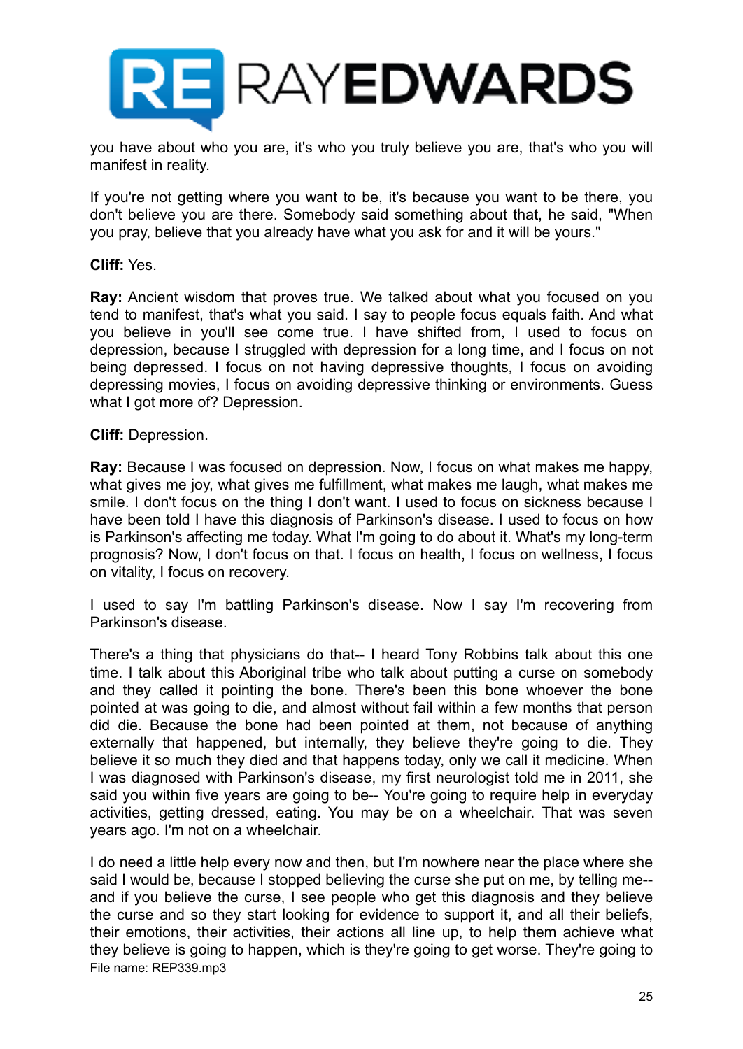you have about who you are, it's who you truly believe you are, that's who you will manifest in reality.

If you're not getting where you want to be, it's because you want to be there, you don't believe you are there. Somebody said something about that, he said, "When you pray, believe that you already have what you ask for and it will be yours."

**Cliff:** Yes.

**Ray:** Ancient wisdom that proves true. We talked about what you focused on you tend to manifest, that's what you said. I say to people focus equals faith. And what you believe in you'll see come true. I have shifted from, I used to focus on depression, because I struggled with depression for a long time, and I focus on not being depressed. I focus on not having depressive thoughts, I focus on avoiding depressing movies, I focus on avoiding depressive thinking or environments. Guess what I got more of? Depression.

**Cliff:** Depression.

**Ray:** Because I was focused on depression. Now, I focus on what makes me happy, what gives me joy, what gives me fulfillment, what makes me laugh, what makes me smile. I don't focus on the thing I don't want. I used to focus on sickness because I have been told I have this diagnosis of Parkinson's disease. I used to focus on how is Parkinson's affecting me today. What I'm going to do about it. What's my long-term prognosis? Now, I don't focus on that. I focus on health, I focus on wellness, I focus on vitality, I focus on recovery.

I used to say I'm battling Parkinson's disease. Now I say I'm recovering from Parkinson's disease.

There's a thing that physicians do that-- I heard Tony Robbins talk about this one time. I talk about this Aboriginal tribe who talk about putting a curse on somebody and they called it pointing the bone. There's been this bone whoever the bone pointed at was going to die, and almost without fail within a few months that person did die. Because the bone had been pointed at them, not because of anything externally that happened, but internally, they believe they're going to die. They believe it so much they died and that happens today, only we call it medicine. When I was diagnosed with Parkinson's disease, my first neurologist told me in 2011, she said you within five years are going to be-- You're going to require help in everyday activities, getting dressed, eating. You may be on a wheelchair. That was seven years ago. I'm not on a wheelchair.

I do need a little help every now and then, but I'm nowhere near the place where she said I would be, because I stopped believing the curse she put on me, by telling me-- and if you believe the curse, I see people who get this diagnosis and they believe the curse and so they start looking for evidence to support it, and all their beliefs, their emotions, their activities, their actions all line up, to help them achieve what they believe is going to happen, which is they're going to get worse. They're going to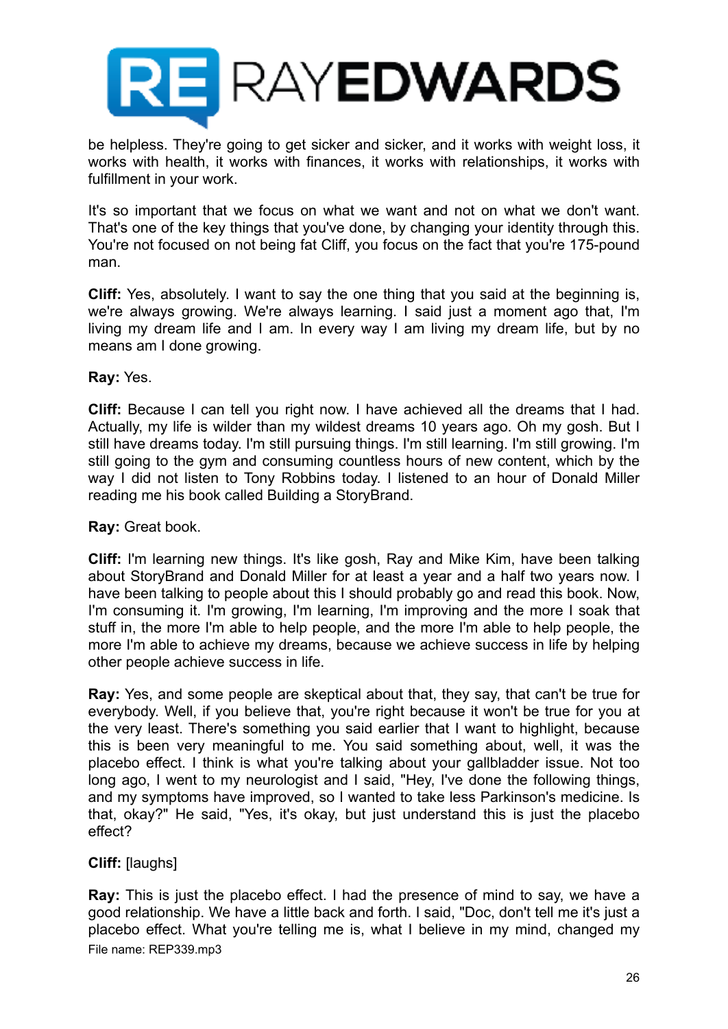be helpless. They're going to get sicker and sicker, and it works with weight loss, it works with health, it works with finances, it works with relationships, it works with fulfillment in your work.

It's so important that we focus on what we want and not on what we don't want. That's one of the key things that you've done, by changing your identity through this. You're not focused on not being fat Cliff, you focus on the fact that you're 175-pound man.

**Cliff:** Yes, absolutely. I want to say the one thing that you said at the beginning is, we're always growing. We're always learning. I said just a moment ago that, I'm living my dream life and I am. In every way I am living my dream life, but by no means am I done growing.

**Ray:** Yes.

**Cliff:** Because I can tell you right now. I have achieved all the dreams that I had. Actually, my life is wilder than my wildest dreams 10 years ago. Oh my gosh. But I still have dreams today. I'm still pursuing things. I'm still learning. I'm still growing. I'm still going to the gym and consuming countless hours of new content, which by the way I did not listen to Tony Robbins today. I listened to an hour of Donald Miller reading me his book called Building a StoryBrand.

**Ray:** Great book.

**Cliff:** I'm learning new things. It's like gosh, Ray and Mike Kim, have been talking about StoryBrand and Donald Miller for at least a year and a half two years now. I have been talking to people about this I should probably go and read this book. Now, I'm consuming it. I'm growing, I'm learning, I'm improving and the more I soak that stuff in, the more I'm able to help people, and the more I'm able to help people, the more I'm able to achieve my dreams, because we achieve success in life by helping other people achieve success in life.

**Ray:** Yes, and some people are skeptical about that, they say, that can't be true for everybody. Well, if you believe that, you're right because it won't be true for you at the very least. There's something you said earlier that I want to highlight, because this is been very meaningful to me. You said something about, well, it was the placebo effect. I think is what you're talking about your gallbladder issue. Not too long ago, I went to my neurologist and I said, "Hey, I've done the following things, and my symptoms have improved, so I wanted to take less Parkinson's medicine. Is that, okay?" He said, "Yes, it's okay, but just understand this is just the placebo effect?

**Cliff:** [laughs]

**Ray:** This is just the placebo effect. I had the presence of mind to say, we have a good relationship. We have a little back and forth. I said, "Doc, don't tell me it's just a placebo effect. What you're telling me is, what I believe in my mind, changed my

File name: REP339.mp3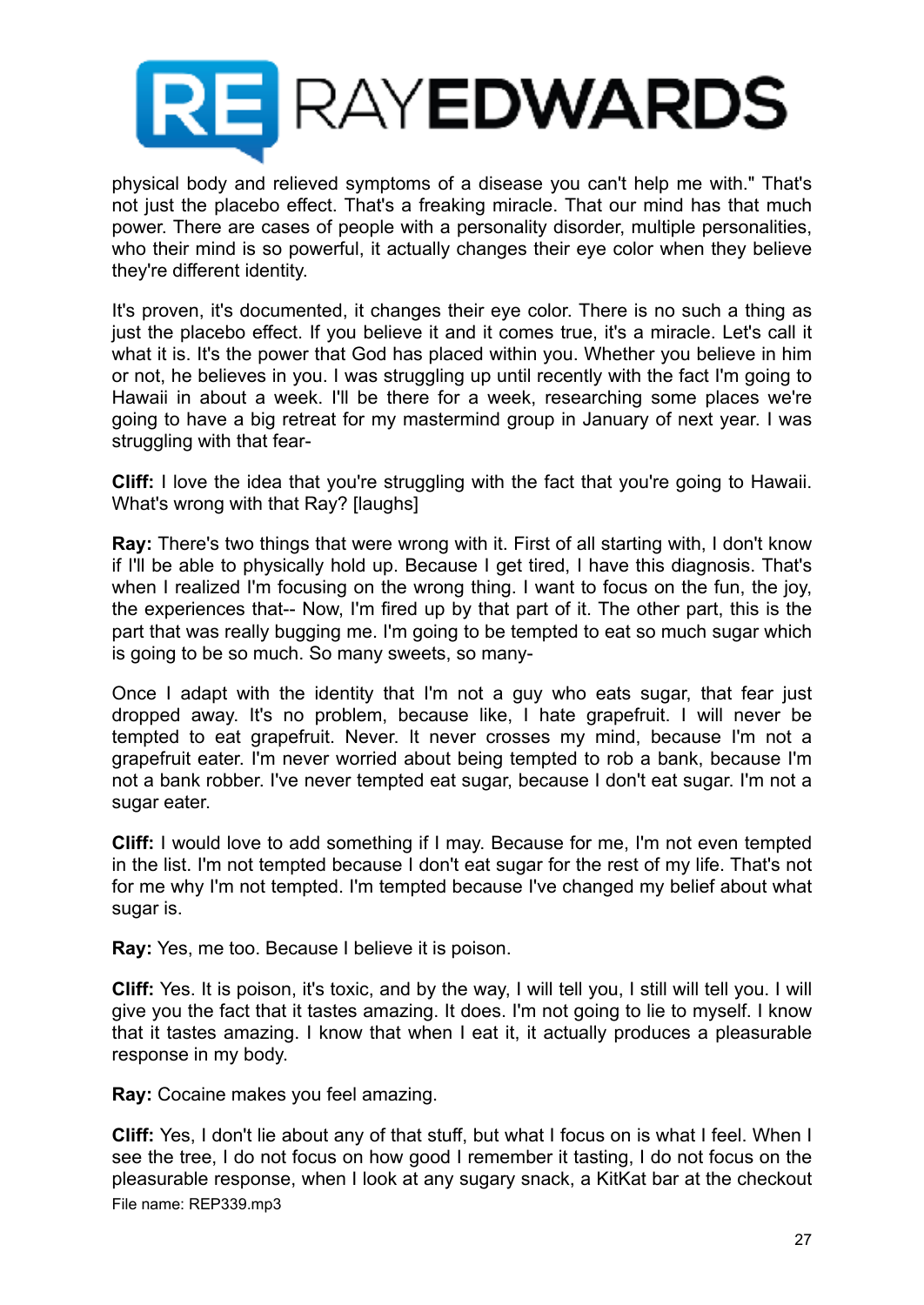physical body and relieved symptoms of a disease you can't help me with." That's not just the placebo effect. That's a freaking miracle. That our mind has that much power. There are cases of people with a personality disorder, multiple personalities, who their mind is so powerful, it actually changes their eye color when they believe they're different identity.

It's proven, it's documented, it changes their eye color. There is no such a thing as just the placebo effect. If you believe it and it comes true, it's a miracle. Let's call it what it is. It's the power that God has placed within you. Whether you believe in him or not, he believes in you. I was struggling up until recently with the fact I'm going to Hawaii in about a week. I'll be there for a week, researching some places we're going to have a big retreat for my mastermind group in January of next year. I was struggling with that fear-

**Cliff:** I love the idea that you're struggling with the fact that you're going to Hawaii. What's wrong with that Ray? [laughs]

**Ray:** There's two things that were wrong with it. First of all starting with, I don't know if I'll be able to physically hold up. Because I get tired, I have this diagnosis. That's when I realized I'm focusing on the wrong thing. I want to focus on the fun, the joy, the experiences that-- Now, I'm fired up by that part of it. The other part, this is the part that was really bugging me. I'm going to be tempted to eat so much sugar which is going to be so much. So many sweets, so many-

Once I adapt with the identity that I'm not a guy who eats sugar, that fear just dropped away. It's no problem, because like, I hate grapefruit. I will never be tempted to eat grapefruit. Never. It never crosses my mind, because I'm not a grapefruit eater. I'm never worried about being tempted to rob a bank, because I'm not a bank robber. I've never tempted eat sugar, because I don't eat sugar. I'm not a sugar eater.

**Cliff:** I would love to add something if I may. Because for me, I'm not even tempted in the list. I'm not tempted because I don't eat sugar for the rest of my life. That's not for me why I'm not tempted. I'm tempted because I've changed my belief about what sugar is.

**Ray:** Yes, me too. Because I believe it is poison.

**Cliff:** Yes. It is poison, it's toxic, and by the way, I will tell you, I still will tell you. I will give you the fact that it tastes amazing. It does. I'm not going to lie to myself. I know that it tastes amazing. I know that when I eat it, it actually produces a pleasurable response in my body.

**Ray:** Cocaine makes you feel amazing.

**Cliff:** Yes, I don't lie about any of that stuff, but what I focus on is what I feel. When I see the tree, I do not focus on how good I remember it tasting, I do not focus on the pleasurable response, when I look at any sugary snack, a KitKat bar at the checkout

File name: REP339.mp3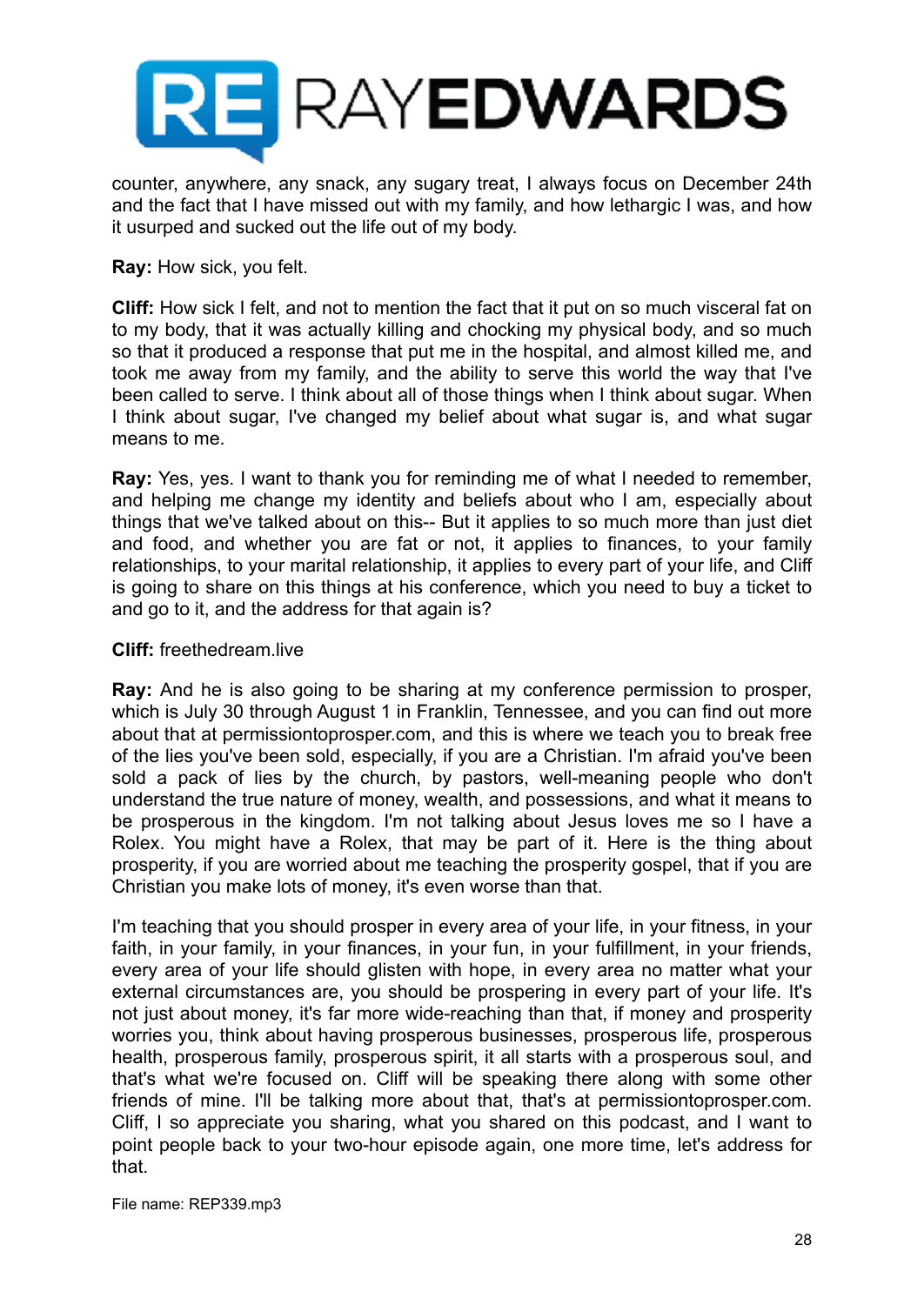counter, anywhere, any snack, any sugary treat, I always focus on December 24th and the fact that I have missed out with my family, and how lethargic I was, and how it usurped and sucked out the life out of my body.

**Ray:** How sick, you felt.

**Cliff:** How sick I felt, and not to mention the fact that it put on so much visceral fat on to my body, that it was actually killing and chocking my physical body, and so much so that it produced a response that put me in the hospital, and almost killed me, and took me away from my family, and the ability to serve this world the way that I've been called to serve. I think about all of those things when I think about sugar. When I think about sugar, I've changed my belief about what sugar is, and what sugar means to me.

**Ray:** Yes, yes. I want to thank you for reminding me of what I needed to remember, and helping me change my identity and beliefs about who I am, especially about things that we've talked about on this-- But it applies to so much more than just diet and food, and whether you are fat or not, it applies to finances, to your family relationships, to your marital relationship, it applies to every part of your life, and Cliff is going to share on this things at his conference, which you need to buy a ticket to and go to it, and the address for that again is?

**Cliff:** freethedream.live

**Ray:** And he is also going to be sharing at my conference permission to prosper, which is July 30 through August 1 in Franklin, Tennessee, and you can find out more about that at permissiontoprosper.com, and this is where we teach you to break free of the lies you've been sold, especially, if you are a Christian. I'm afraid you've been sold a pack of lies by the church, by pastors, well-meaning people who don't understand the true nature of money, wealth, and possessions, and what it means to be prosperous in the kingdom. I'm not talking about Jesus loves me so I have a Rolex. You might have a Rolex, that may be part of it. Here is the thing about prosperity, if you are worried about me teaching the prosperity gospel, that if you are Christian you make lots of money, it's even worse than that.

I'm teaching that you should prosper in every area of your life, in your fitness, in your faith, in your family, in your finances, in your fun, in your fulfillment, in your friends, every area of your life should glisten with hope, in every area no matter what your external circumstances are, you should be prospering in every part of your life. It's not just about money, it's far more wide-reaching than that, if money and prosperity worries you, think about having prosperous businesses, prosperous life, prosperous health, prosperous family, prosperous spirit, it all starts with a prosperous soul, and that's what we're focused on. Cliff will be speaking there along with some other friends of mine. I'll be talking more about that, that's at permissiontoprosper.com. Cliff, I so appreciate you sharing, what you shared on this podcast, and I want to point people back to your two-hour episode again, one more time, let's address for that.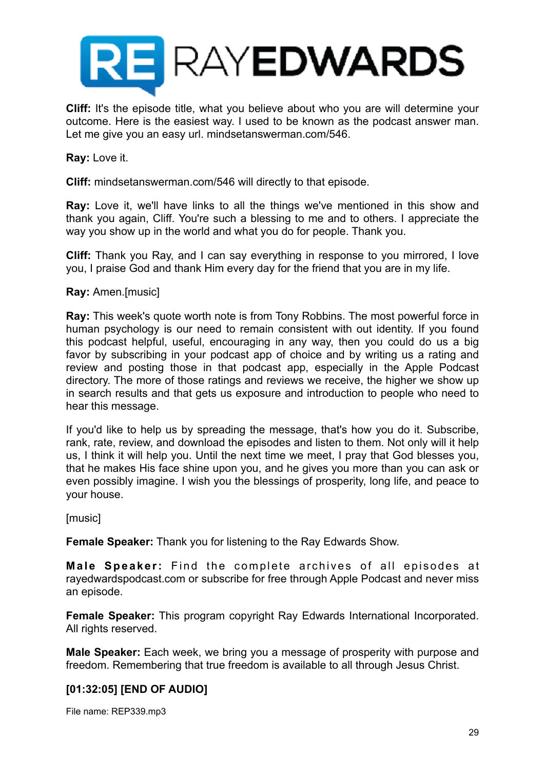**Cliff:** It's the episode title, what you believe about who you are will determine your outcome. Here is the easiest way. I used to be known as the podcast answer man. Let me give you an easy url. mindsetanswerman.com/546.

**Ray:** Love it.

**Cliff:** mindsetanswerman.com/546 will directly to that episode.

**Ray:** Love it, we'll have links to all the things we've mentioned in this show and thank you again, Cliff. You're such a blessing to me and to others. I appreciate the way you show up in the world and what you do for people. Thank you.

**Cliff:** Thank you Ray, and I can say everything in response to you mirrored, I love you, I praise God and thank Him every day for the friend that you are in my life.

**Ray:** Amen.[music]

**Ray:** This week's quote worth note is from Tony Robbins. The most powerful force in human psychology is our need to remain consistent with out identity. If you found this podcast helpful, useful, encouraging in any way, then you could do us a big favor by subscribing in your podcast app of choice and by writing us a rating and review and posting those in that podcast app, especially in the Apple Podcast directory. The more of those ratings and reviews we receive, the higher we show up in search results and that gets us exposure and introduction to people who need to hear this message.

If you'd like to help us by spreading the message, that's how you do it. Subscribe, rank, rate, review, and download the episodes and listen to them. Not only will it help us, I think it will help you. Until the next time we meet, I pray that God blesses you, that he makes His face shine upon you, and he gives you more than you can ask or even possibly imagine. I wish you the blessings of prosperity, long life, and peace to your house.

[music]

**Female Speaker:** Thank you for listening to the Ray Edwards Show.

**Male Speaker:** Find the complete archives of all episodes at rayedwardspodcast.com or subscribe for free through Apple Podcast and never miss an episode.

**Female Speaker:** This program copyright Ray Edwards International Incorporated. All rights reserved.

**Male Speaker:** Each week, we bring you a message of prosperity with purpose and freedom. Remembering that true freedom is available to all through Jesus Christ.

**[01:32:05] [END OF AUDIO]**

File name: REP339.mp3